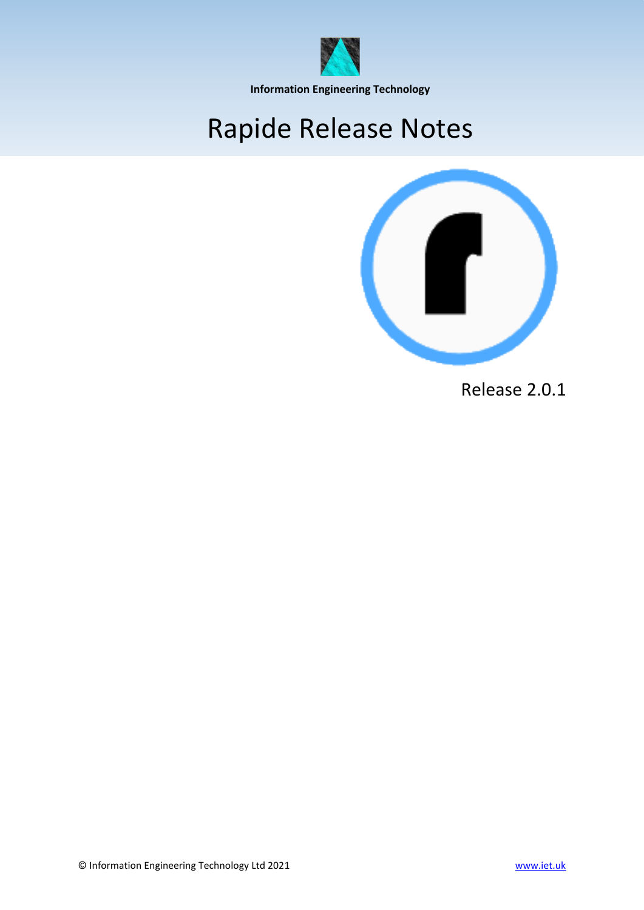**Information Engineering Technology**

# Rapide Release Notes

Release 2.0.1

© Information Engineering Technology Ltd 2021

www.iet.uk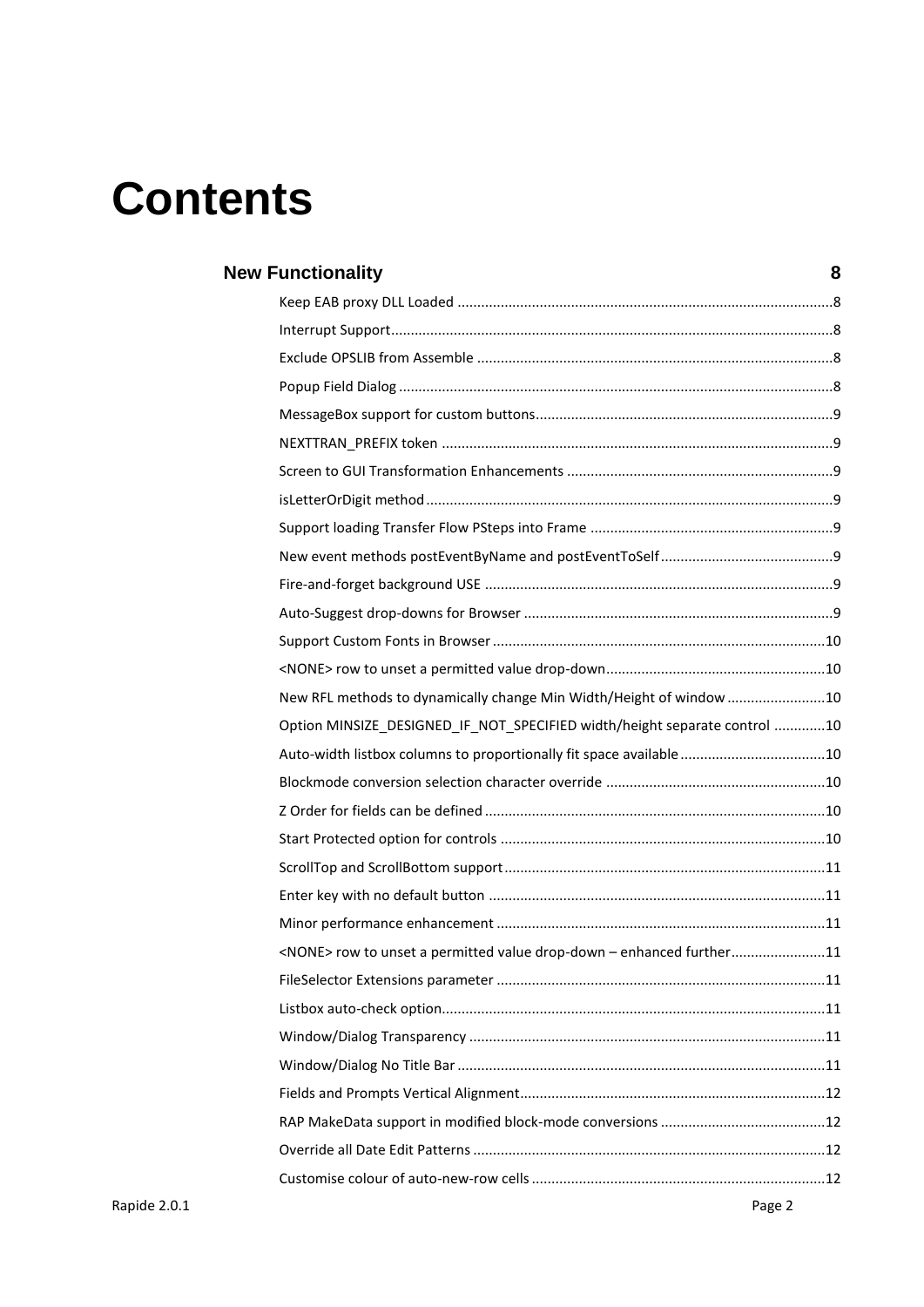# Contents

**New Functionality 8**

Keep EAB proxy DLL Loaded ....8

Interrupt Support....8

Exclude OPSLIB from Assemble ....8

Popup Field Dialog ....8

MessageBox support for custom buttons....9

NEXTTRAN_PREFIX token ....9

Screen to GUI Transformation Enhancements ....9

isLetterOrDigit method....9

Support loading Transfer Flow PSteps into Frame ....9

New event methods postEventByName and postEventToSelf....9

Fire-and-forget background USE ....9

Auto-Suggest drop-downs for Browser ....9

Support Custom Fonts in Browser....10

<NONE> row to unset a permitted value drop-down....10

New RFL methods to dynamically change Min Width/Height of window ....10

Option MINSIZE_DESIGNED_IF_NOT_SPECIFIED width/height separate control ....10

Auto-width listbox columns to proportionally fit space available....10

Blockmode conversion selection character override ....10

Z Order for fields can be defined ....10

Start Protected option for controls ....10

ScrollTop and ScrollBottom support....11

Enter key with no default button ....11

Minor performance enhancement ....11

<NONE> row to unset a permitted value drop-down – enhanced further....11

FileSelector Extensions parameter ....11

Listbox auto-check option....11

Window/Dialog Transparency ....11

Window/Dialog No Title Bar ....11

Fields and Prompts Vertical Alignment....12

RAP MakeData support in modified block-mode conversions ....12

Override all Date Edit Patterns ....12

Customise colour of auto-new-row cells ....12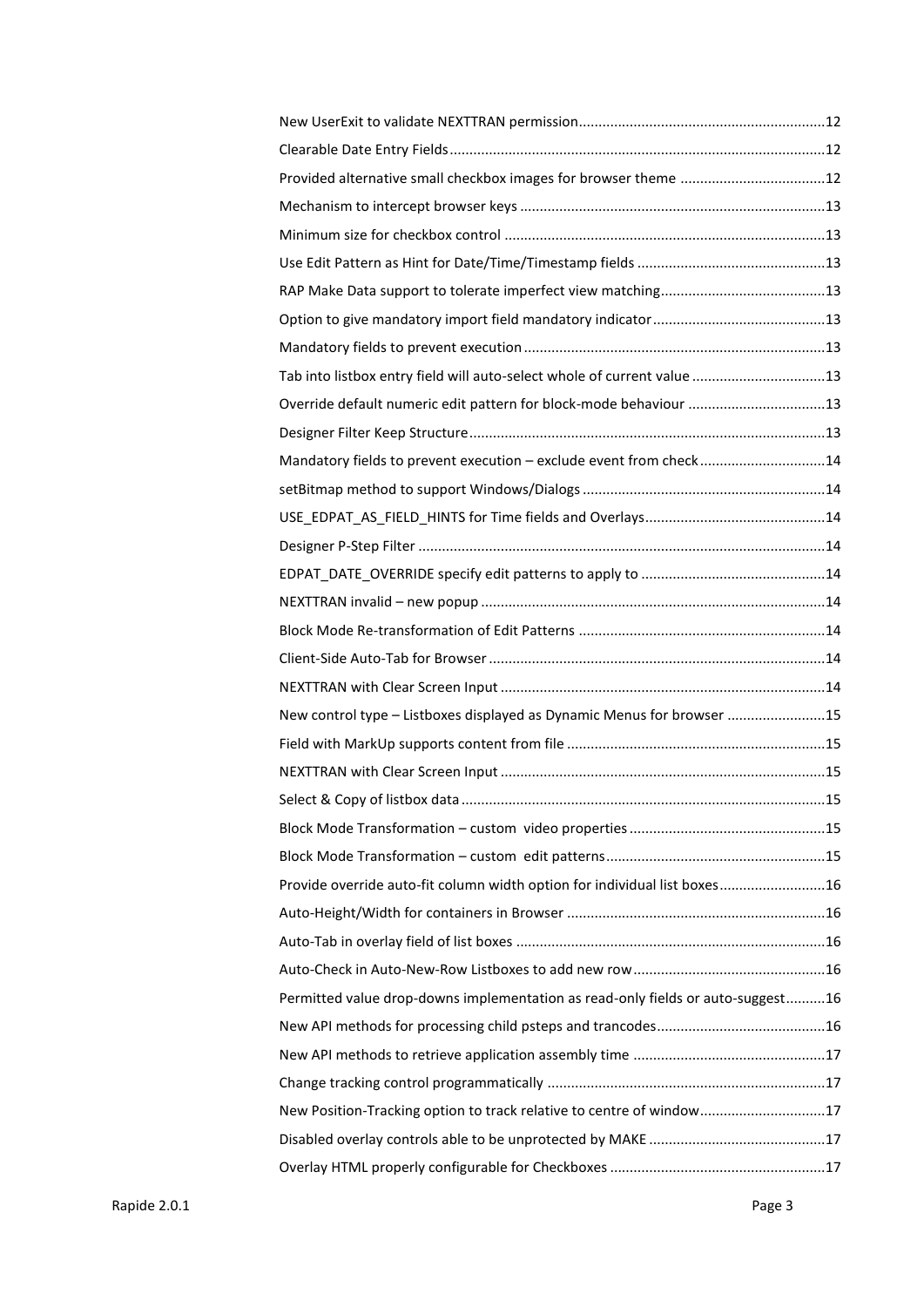New UserExit to validate NEXTTRAN permission..............................................................12
Clearable Date Entry Fields...............................................................................................12
Provided alternative small checkbox images for browser theme ....................................12
Mechanism to intercept browser keys ..............................................................................13
Minimum size for checkbox control ..................................................................................13
Use Edit Pattern as Hint for Date/Time/Timestamp fields ................................................13
RAP Make Data support to tolerate imperfect view matching..........................................13
Option to give mandatory import field mandatory indicator............................................13
Mandatory fields to prevent execution............................................................................13
Tab into listbox entry field will auto-select whole of current value ..................................13
Override default numeric edit pattern for block-mode behaviour ...................................13
Designer Filter Keep Structure..........................................................................................13
Mandatory fields to prevent execution – exclude event from check................................14
setBitmap method to support Windows/Dialogs .............................................................14
USE_EDPAT_AS_FIELD_HINTS for Time fields and Overlays.............................................14
Designer P-Step Filter .......................................................................................................14
EDPAT_DATE_OVERRIDE specify edit patterns to apply to ..............................................14
NEXTTRAN invalid – new popup .......................................................................................14
Block Mode Re-transformation of Edit Patterns ..............................................................14
Client-Side Auto-Tab for Browser .....................................................................................14
NEXTTRAN with Clear Screen Input ..................................................................................14
New control type – Listboxes displayed as Dynamic Menus for browser .........................15
Field with MarkUp supports content from file .................................................................15
NEXTTRAN with Clear Screen Input ..................................................................................15
Select & Copy of listbox data............................................................................................15
Block Mode Transformation – custom video properties .................................................15
Block Mode Transformation – custom edit patterns.......................................................15
Provide override auto-fit column width option for individual list boxes...........................16
Auto-Height/Width for containers in Browser .................................................................16
Auto-Tab in overlay field of list boxes ..............................................................................16
Auto-Check in Auto-New-Row Listboxes to add new row.................................................16
Permitted value drop-downs implementation as read-only fields or auto-suggest..........16
New API methods for processing child psteps and trancodes...........................................16
New API methods to retrieve application assembly time ................................................17
Change tracking control programmatically ......................................................................17
New Position-Tracking option to track relative to centre of window................................17
Disabled overlay controls able to be unprotected by MAKE .............................................17
Overlay HTML properly configurable for Checkboxes ......................................................17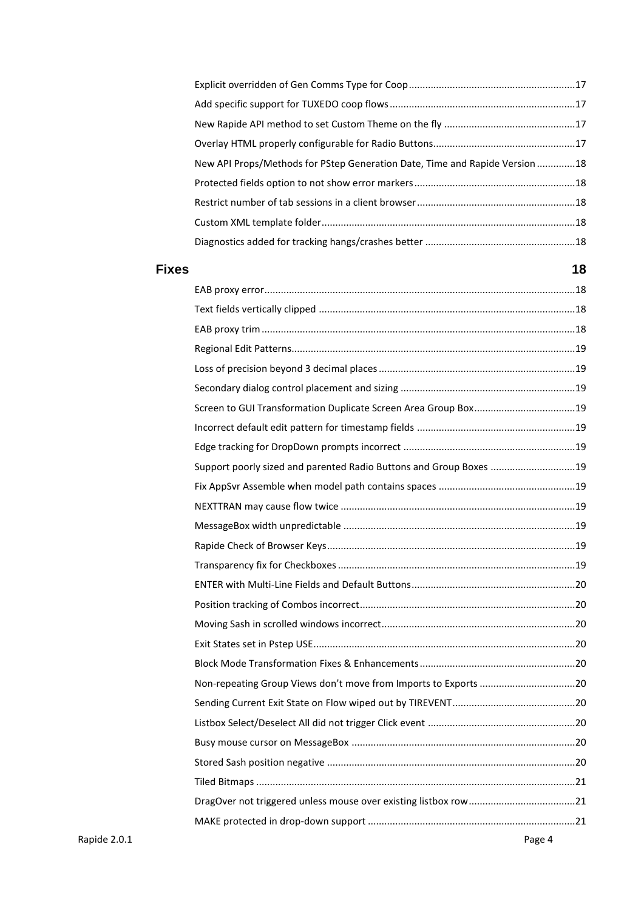Explicit overridden of Gen Comms Type for Coop ............ 17
Add specific support for TUXEDO coop flows ............ 17
New Rapide API method to set Custom Theme on the fly ............ 17
Overlay HTML properly configurable for Radio Buttons ............ 17
New API Props/Methods for PStep Generation Date, Time and Rapide Version ............ 18
Protected fields option to not show error markers ............ 18
Restrict number of tab sessions in a client browser ............ 18
Custom XML template folder ............ 18
Diagnostics added for tracking hangs/crashes better ............ 18

**Fixes** ............ **18**

EAB proxy error ............ 18
Text fields vertically clipped ............ 18
EAB proxy trim ............ 18
Regional Edit Patterns ............ 19
Loss of precision beyond 3 decimal places ............ 19
Secondary dialog control placement and sizing ............ 19
Screen to GUI Transformation Duplicate Screen Area Group Box ............ 19
Incorrect default edit pattern for timestamp fields ............ 19
Edge tracking for DropDown prompts incorrect ............ 19
Support poorly sized and parented Radio Buttons and Group Boxes ............ 19
Fix AppSvr Assemble when model path contains spaces ............ 19
NEXTTRAN may cause flow twice ............ 19
MessageBox width unpredictable ............ 19
Rapide Check of Browser Keys ............ 19
Transparency fix for Checkboxes ............ 19
ENTER with Multi-Line Fields and Default Buttons ............ 20
Position tracking of Combos incorrect ............ 20
Moving Sash in scrolled windows incorrect ............ 20
Exit States set in Pstep USE ............ 20
Block Mode Transformation Fixes & Enhancements ............ 20
Non-repeating Group Views don't move from Imports to Exports ............ 20
Sending Current Exit State on Flow wiped out by TIREVENT ............ 20
Listbox Select/Deselect All did not trigger Click event ............ 20
Busy mouse cursor on MessageBox ............ 20
Stored Sash position negative ............ 20
Tiled Bitmaps ............ 21
DragOver not triggered unless mouse over existing listbox row ............ 21
MAKE protected in drop-down support ............ 21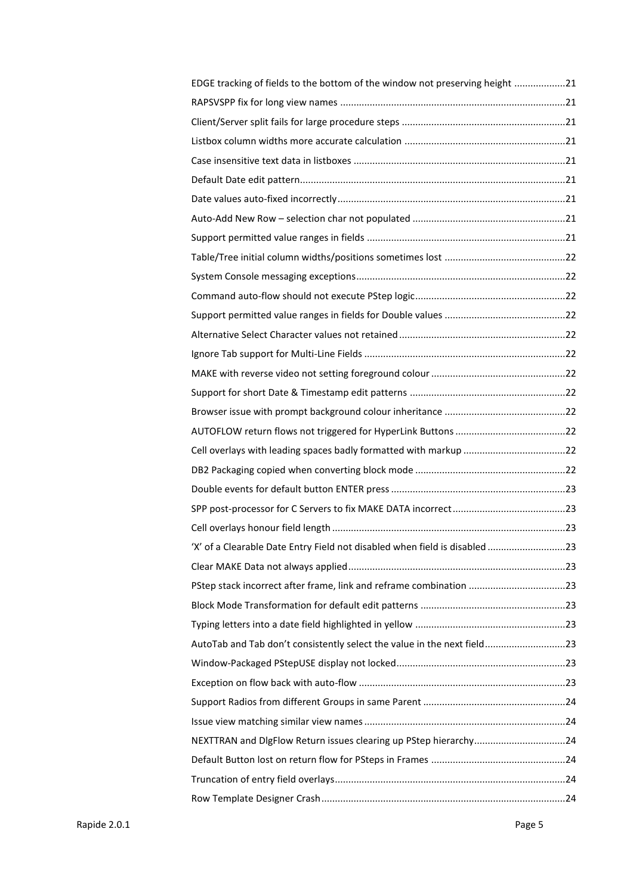EDGE tracking of fields to the bottom of the window not preserving height ...................21
RAPSVSPP fix for long view names ...................................................................................21
Client/Server split fails for large procedure steps ............................................................21
Listbox column widths more accurate calculation ...........................................................21
Case insensitive text data in listboxes ..............................................................................21
Default Date edit pattern..................................................................................................21
Date values auto-fixed incorrectly....................................................................................21
Auto-Add New Row – selection char not populated ........................................................21
Support permitted value ranges in fields .........................................................................21
Table/Tree initial column widths/positions sometimes lost ............................................22
System Console messaging exceptions.............................................................................22
Command auto-flow should not execute PStep logic........................................................22
Support permitted value ranges in fields for Double values ............................................22
Alternative Select Character values not retained.............................................................22
Ignore Tab support for Multi-Line Fields ..........................................................................22
MAKE with reverse video not setting foreground colour .................................................22
Support for short Date & Timestamp edit patterns .........................................................22
Browser issue with prompt background colour inheritance ............................................22
AUTOFLOW return flows not triggered for HyperLink Buttons .........................................22
Cell overlays with leading spaces badly formatted with markup .....................................22
DB2 Packaging copied when converting block mode .......................................................22
Double events for default button ENTER press ................................................................23
SPP post-processor for C Servers to fix MAKE DATA incorrect..........................................23
Cell overlays honour field length ......................................................................................23
'X' of a Clearable Date Entry Field not disabled when field is disabled .............................23
Clear MAKE Data not always applied................................................................................23
PStep stack incorrect after frame, link and reframe combination ...................................23
Block Mode Transformation for default edit patterns .....................................................23
Typing letters into a date field highlighted in yellow .......................................................23
AutoTab and Tab don't consistently select the value in the next field.............................23
Window-Packaged PStepUSE display not locked...............................................................23
Exception on flow back with auto-flow ............................................................................23
Support Radios from different Groups in same Parent ....................................................24
Issue view matching similar view names ..........................................................................24
NEXTTRAN and DlgFlow Return issues clearing up PStep hierarchy..................................24
Default Button lost on return flow for PSteps in Frames .................................................24
Truncation of entry field overlays.....................................................................................24
Row Template Designer Crash..........................................................................................24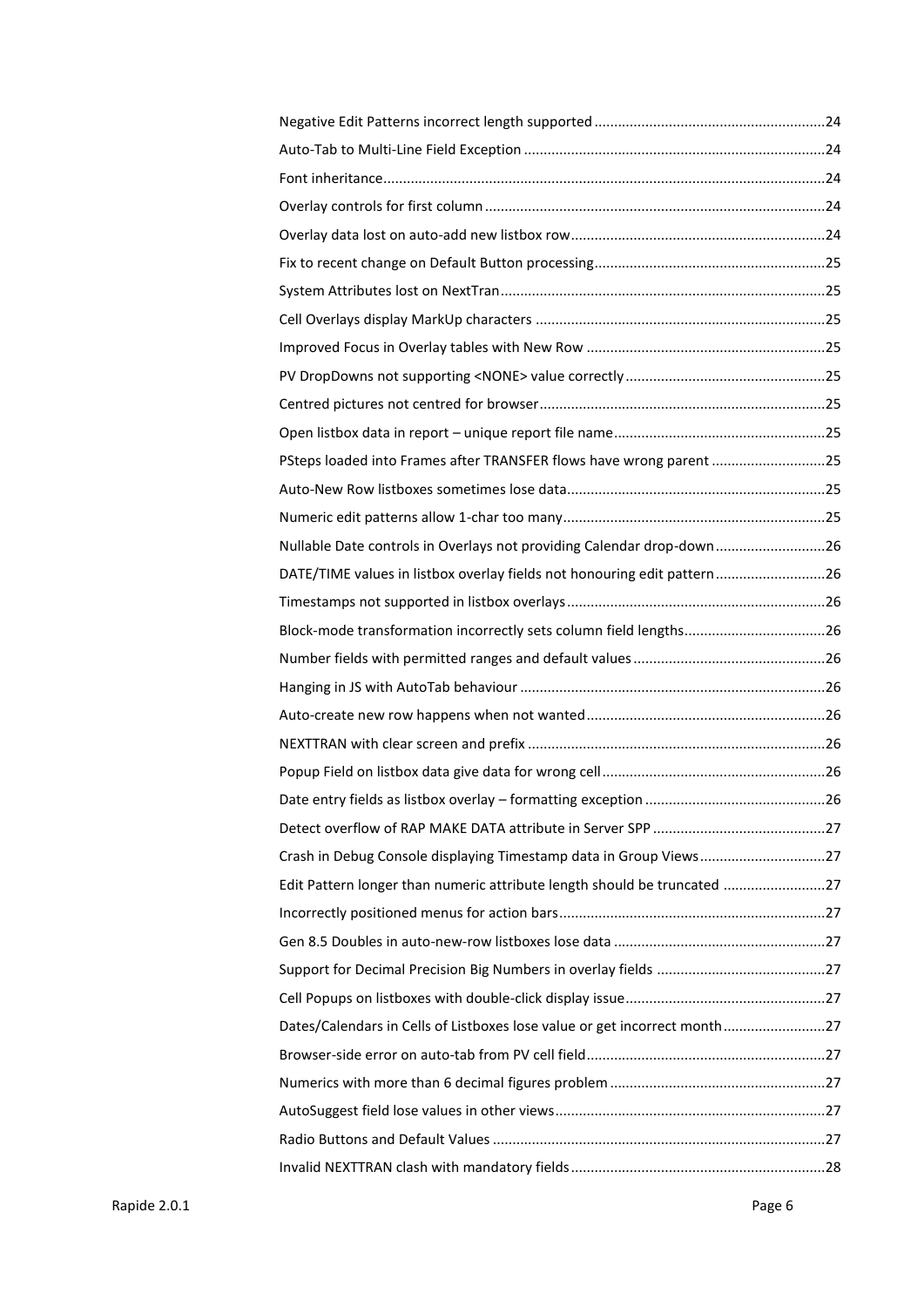Negative Edit Patterns incorrect length supported ........................................................... 24
Auto-Tab to Multi-Line Field Exception ........................................................................... 24
Font inheritance ................................................................................................................ 24
Overlay controls for first column ..................................................................................... 24
Overlay data lost on auto-add new listbox row ................................................................ 24
Fix to recent change on Default Button processing .......................................................... 25
System Attributes lost on NextTran .................................................................................. 25
Cell Overlays display MarkUp characters ......................................................................... 25
Improved Focus in Overlay tables with New Row ............................................................ 25
PV DropDowns not supporting <NONE> value correctly .................................................. 25
Centred pictures not centred for browser ......................................................................... 25
Open listbox data in report – unique report file name ...................................................... 25
PSteps loaded into Frames after TRANSFER flows have wrong parent ............................. 25
Auto-New Row listboxes sometimes lose data ................................................................. 25
Numeric edit patterns allow 1-char too many ................................................................... 25
Nullable Date controls in Overlays not providing Calendar drop-down ............................ 26
DATE/TIME values in listbox overlay fields not honouring edit pattern ............................ 26
Timestamps not supported in listbox overlays .................................................................. 26
Block-mode transformation incorrectly sets column field lengths .................................... 26
Number fields with permitted ranges and default values ................................................. 26
Hanging in JS with AutoTab behaviour ............................................................................. 26
Auto-create new row happens when not wanted ............................................................. 26
NEXTTRAN with clear screen and prefix ........................................................................... 26
Popup Field on listbox data give data for wrong cell ......................................................... 26
Date entry fields as listbox overlay – formatting exception .............................................. 26
Detect overflow of RAP MAKE DATA attribute in Server SPP ............................................ 27
Crash in Debug Console displaying Timestamp data in Group Views ................................ 27
Edit Pattern longer than numeric attribute length should be truncated .......................... 27
Incorrectly positioned menus for action bars ................................................................... 27
Gen 8.5 Doubles in auto-new-row listboxes lose data ...................................................... 27
Support for Decimal Precision Big Numbers in overlay fields ........................................... 27
Cell Popups on listboxes with double-click display issue ................................................... 27
Dates/Calendars in Cells of Listboxes lose value or get incorrect month .......................... 27
Browser-side error on auto-tab from PV cell field ............................................................. 27
Numerics with more than 6 decimal figures problem ....................................................... 27
AutoSuggest field lose values in other views ..................................................................... 27
Radio Buttons and Default Values ..................................................................................... 27
Invalid NEXTTRAN clash with mandatory fields ................................................................. 28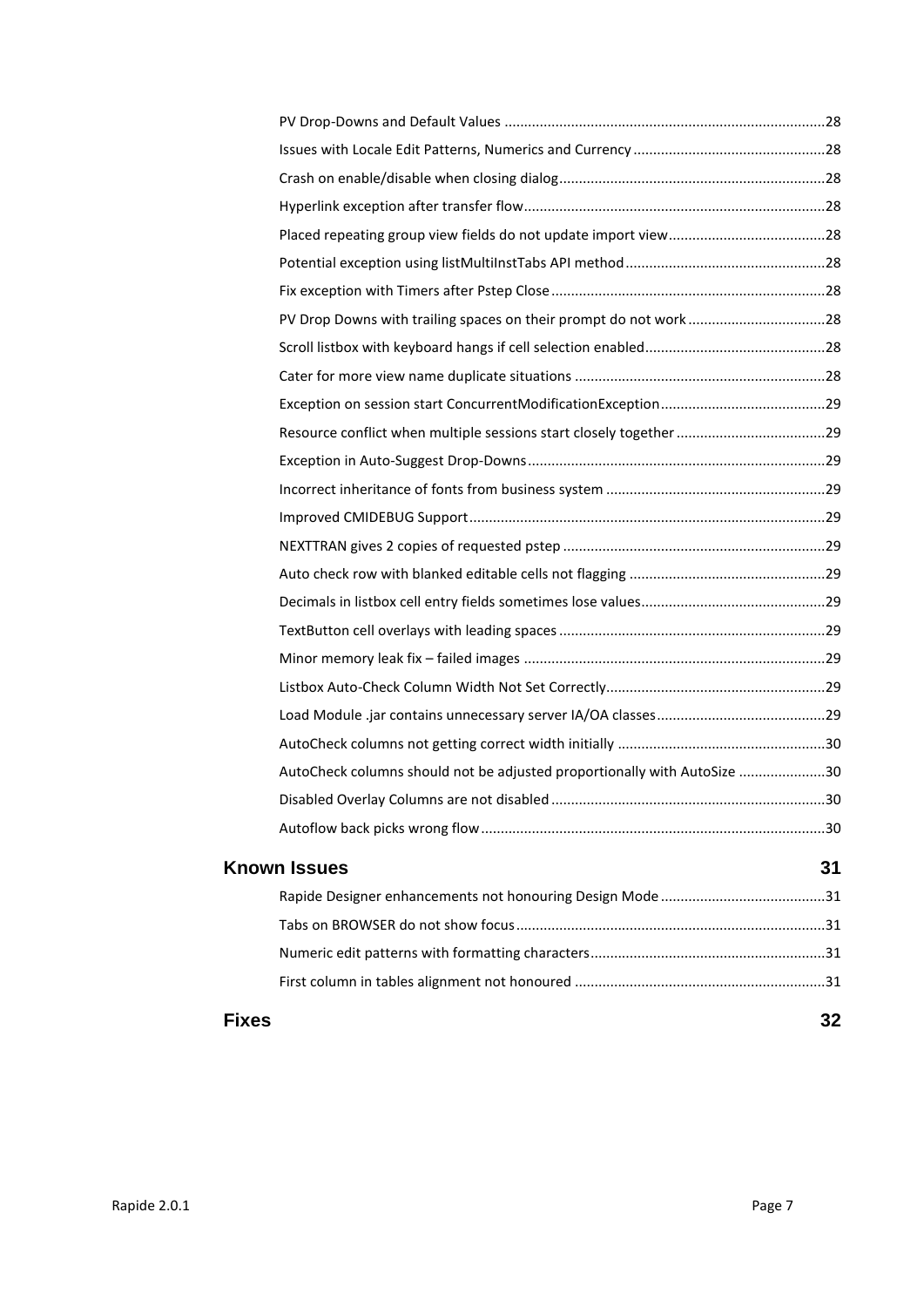PV Drop-Downs and Default Values ....................................................................................28

Issues with Locale Edit Patterns, Numerics and Currency ................................................28

Crash on enable/disable when closing dialog...................................................................28

Hyperlink exception after transfer flow............................................................................28

Placed repeating group view fields do not update import view........................................28

Potential exception using listMultiInstTabs API method..................................................28

Fix exception with Timers after Pstep Close.....................................................................28

PV Drop Downs with trailing spaces on their prompt do not work...................................28

Scroll listbox with keyboard hangs if cell selection enabled.............................................28

Cater for more view name duplicate situations ...............................................................28

Exception on session start ConcurrentModificationException.........................................29

Resource conflict when multiple sessions start closely together......................................29

Exception in Auto-Suggest Drop-Downs...........................................................................29

Incorrect inheritance of fonts from business system .......................................................29

Improved CMIDEBUG Support..........................................................................................29

NEXTTRAN gives 2 copies of requested pstep ..................................................................29

Auto check row with blanked editable cells not flagging .................................................29

Decimals in listbox cell entry fields sometimes lose values..............................................29

TextButton cell overlays with leading spaces ...................................................................29

Minor memory leak fix – failed images ............................................................................29

Listbox Auto-Check Column Width Not Set Correctly.......................................................29

Load Module .jar contains unnecessary server IA/OA classes..........................................29

AutoCheck columns not getting correct width initially ....................................................30

AutoCheck columns should not be adjusted proportionally with AutoSize ......................30

Disabled Overlay Columns are not disabled.....................................................................30

Autoflow back picks wrong flow.......................................................................................30

**Known Issues** **31**

Rapide Designer enhancements not honouring Design Mode..........................................31

Tabs on BROWSER do not show focus..............................................................................31

Numeric edit patterns with formatting characters...........................................................31

First column in tables alignment not honoured ...............................................................31

**Fixes** **32**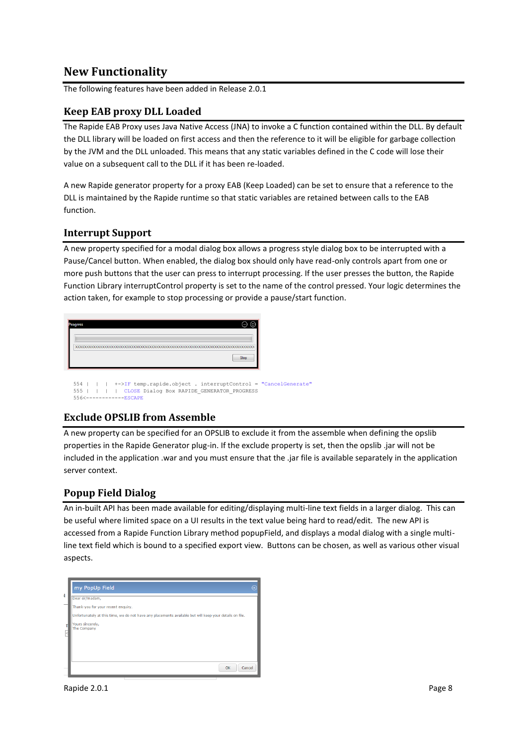# New Functionality

The following features have been added in Release 2.0.1

## Keep EAB proxy DLL Loaded

The Rapide EAB Proxy uses Java Native Access (JNA) to invoke a C function contained within the DLL. By default the DLL library will be loaded on first access and then the reference to it will be eligible for garbage collection by the JVM and the DLL unloaded. This means that any static variables defined in the C code will lose their value on a subsequent call to the DLL if it has been re-loaded.

A new Rapide generator property for a proxy EAB (Keep Loaded) can be set to ensure that a reference to the DLL is maintained by the Rapide runtime so that static variables are retained between calls to the EAB function.

## Interrupt Support

A new property specified for a modal dialog box allows a progress style dialog box to be interrupted with a Pause/Cancel button. When enabled, the dialog box should only have read-only controls apart from one or more push buttons that the user can press to interrupt processing. If the user presses the button, the Rapide Function Library interruptControl property is set to the name of the control pressed. Your logic determines the action taken, for example to stop processing or provide a pause/start function.

```
554 |  |  |  +->IF temp.rapide.object . interruptControl = "CancelGenerate"
555 |  |  |  |  CLOSE Dialog Box RAPIDE_GENERATOR_PROGRESS
556<------------ESCAPE
```

## Exclude OPSLIB from Assemble

A new property can be specified for an OPSLIB to exclude it from the assemble when defining the opslib properties in the Rapide Generator plug-in. If the exclude property is set, then the opslib .jar will not be included in the application .war and you must ensure that the .jar file is available separately in the application server context.

## Popup Field Dialog

An in-built API has been made available for editing/displaying multi-line text fields in a larger dialog. This can be useful where limited space on a UI results in the text value being hard to read/edit. The new API is accessed from a Rapide Function Library method popupField, and displays a modal dialog with a single multi-line text field which is bound to a specified export view. Buttons can be chosen, as well as various other visual aspects.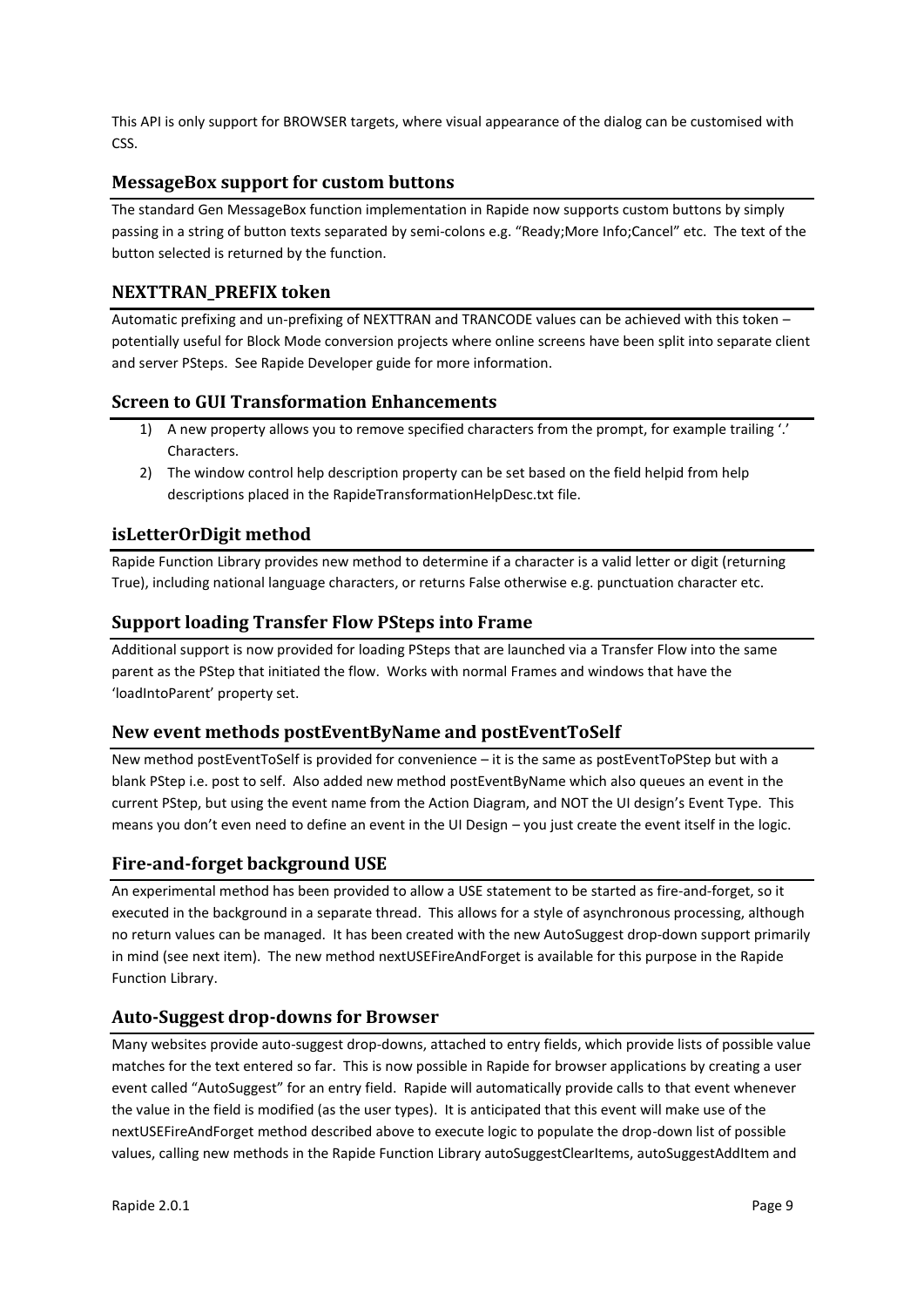This API is only support for BROWSER targets, where visual appearance of the dialog can be customised with CSS.

## MessageBox support for custom buttons

The standard Gen MessageBox function implementation in Rapide now supports custom buttons by simply passing in a string of button texts separated by semi-colons e.g. “Ready;More Info;Cancel” etc. The text of the button selected is returned by the function.

## NEXTTRAN_PREFIX token

Automatic prefixing and un-prefixing of NEXTTRAN and TRANCODE values can be achieved with this token – potentially useful for Block Mode conversion projects where online screens have been split into separate client and server PSteps. See Rapide Developer guide for more information.

## Screen to GUI Transformation Enhancements

1) A new property allows you to remove specified characters from the prompt, for example trailing ‘.’ Characters.
2) The window control help description property can be set based on the field helpid from help descriptions placed in the RapideTransformationHelpDesc.txt file.

## isLetterOrDigit method

Rapide Function Library provides new method to determine if a character is a valid letter or digit (returning True), including national language characters, or returns False otherwise e.g. punctuation character etc.

## Support loading Transfer Flow PSteps into Frame

Additional support is now provided for loading PSteps that are launched via a Transfer Flow into the same parent as the PStep that initiated the flow. Works with normal Frames and windows that have the ‘loadIntoParent’ property set.

## New event methods postEventByName and postEventToSelf

New method postEventToSelf is provided for convenience – it is the same as postEventToPStep but with a blank PStep i.e. post to self. Also added new method postEventByName which also queues an event in the current PStep, but using the event name from the Action Diagram, and NOT the UI design’s Event Type. This means you don’t even need to define an event in the UI Design – you just create the event itself in the logic.

## Fire-and-forget background USE

An experimental method has been provided to allow a USE statement to be started as fire-and-forget, so it executed in the background in a separate thread. This allows for a style of asynchronous processing, although no return values can be managed. It has been created with the new AutoSuggest drop-down support primarily in mind (see next item). The new method nextUSEFireAndForget is available for this purpose in the Rapide Function Library.

## Auto-Suggest drop-downs for Browser

Many websites provide auto-suggest drop-downs, attached to entry fields, which provide lists of possible value matches for the text entered so far. This is now possible in Rapide for browser applications by creating a user event called “AutoSuggest” for an entry field. Rapide will automatically provide calls to that event whenever the value in the field is modified (as the user types). It is anticipated that this event will make use of the nextUSEFireAndForget method described above to execute logic to populate the drop-down list of possible values, calling new methods in the Rapide Function Library autoSuggestClearItems, autoSuggestAddItem and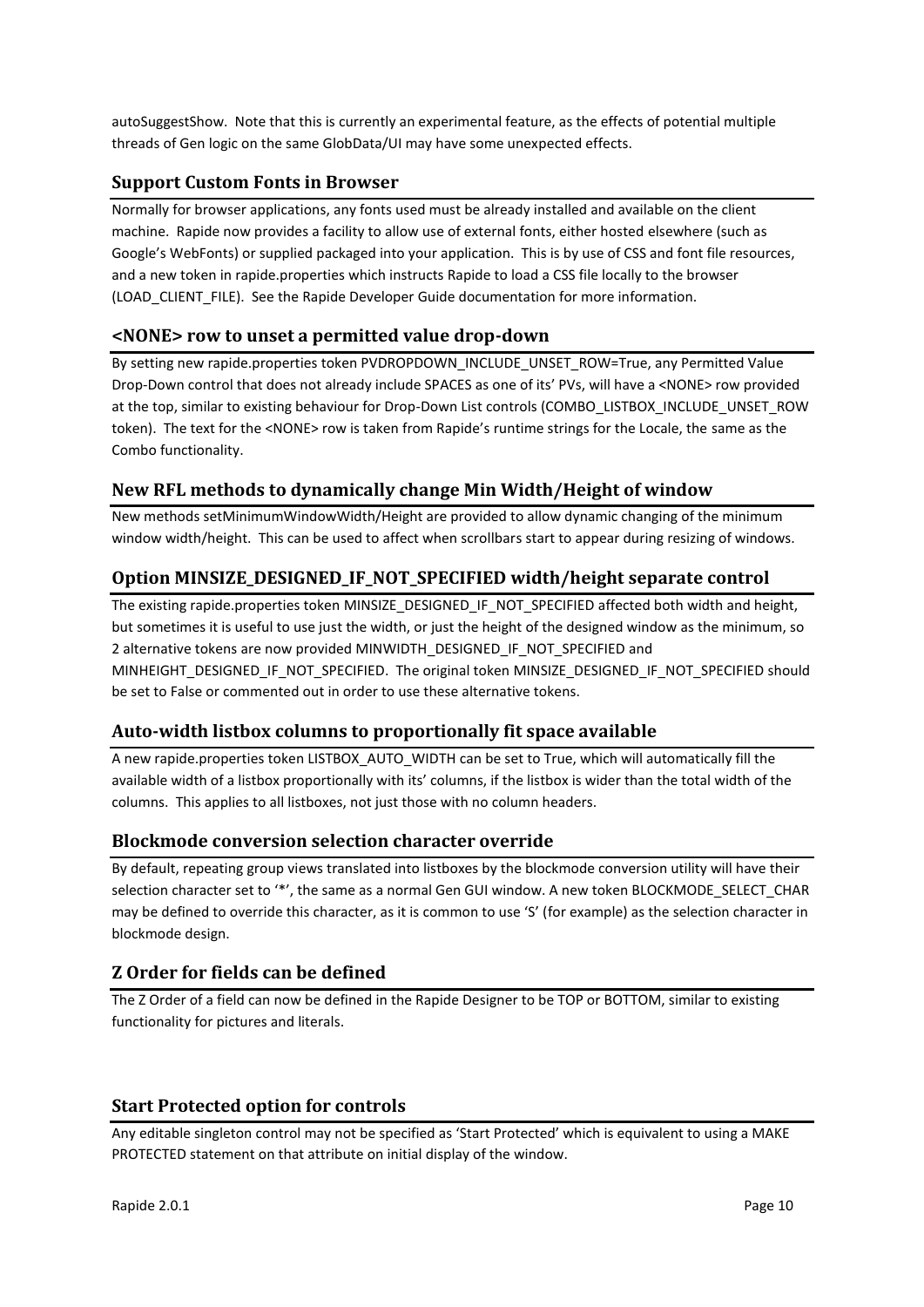autoSuggestShow. Note that this is currently an experimental feature, as the effects of potential multiple threads of Gen logic on the same GlobData/UI may have some unexpected effects.

### Support Custom Fonts in Browser

Normally for browser applications, any fonts used must be already installed and available on the client machine. Rapide now provides a facility to allow use of external fonts, either hosted elsewhere (such as Google's WebFonts) or supplied packaged into your application. This is by use of CSS and font file resources, and a new token in rapide.properties which instructs Rapide to load a CSS file locally to the browser (LOAD_CLIENT_FILE). See the Rapide Developer Guide documentation for more information.

### <NONE> row to unset a permitted value drop-down

By setting new rapide.properties token PVDROPDOWN_INCLUDE_UNSET_ROW=True, any Permitted Value Drop-Down control that does not already include SPACES as one of its' PVs, will have a <NONE> row provided at the top, similar to existing behaviour for Drop-Down List controls (COMBO_LISTBOX_INCLUDE_UNSET_ROW token). The text for the <NONE> row is taken from Rapide's runtime strings for the Locale, the same as the Combo functionality.

### New RFL methods to dynamically change Min Width/Height of window

New methods setMinimumWindowWidth/Height are provided to allow dynamic changing of the minimum window width/height. This can be used to affect when scrollbars start to appear during resizing of windows.

### Option MINSIZE_DESIGNED_IF_NOT_SPECIFIED width/height separate control

The existing rapide.properties token MINSIZE_DESIGNED_IF_NOT_SPECIFIED affected both width and height, but sometimes it is useful to use just the width, or just the height of the designed window as the minimum, so 2 alternative tokens are now provided MINWIDTH_DESIGNED_IF_NOT_SPECIFIED and MINHEIGHT_DESIGNED_IF_NOT_SPECIFIED. The original token MINSIZE_DESIGNED_IF_NOT_SPECIFIED should be set to False or commented out in order to use these alternative tokens.

### Auto-width listbox columns to proportionally fit space available

A new rapide.properties token LISTBOX_AUTO_WIDTH can be set to True, which will automatically fill the available width of a listbox proportionally with its' columns, if the listbox is wider than the total width of the columns. This applies to all listboxes, not just those with no column headers.

### Blockmode conversion selection character override

By default, repeating group views translated into listboxes by the blockmode conversion utility will have their selection character set to '*', the same as a normal Gen GUI window. A new token BLOCKMODE_SELECT_CHAR may be defined to override this character, as it is common to use 'S' (for example) as the selection character in blockmode design.

### Z Order for fields can be defined

The Z Order of a field can now be defined in the Rapide Designer to be TOP or BOTTOM, similar to existing functionality for pictures and literals.

### Start Protected option for controls

Any editable singleton control may not be specified as 'Start Protected' which is equivalent to using a MAKE PROTECTED statement on that attribute on initial display of the window.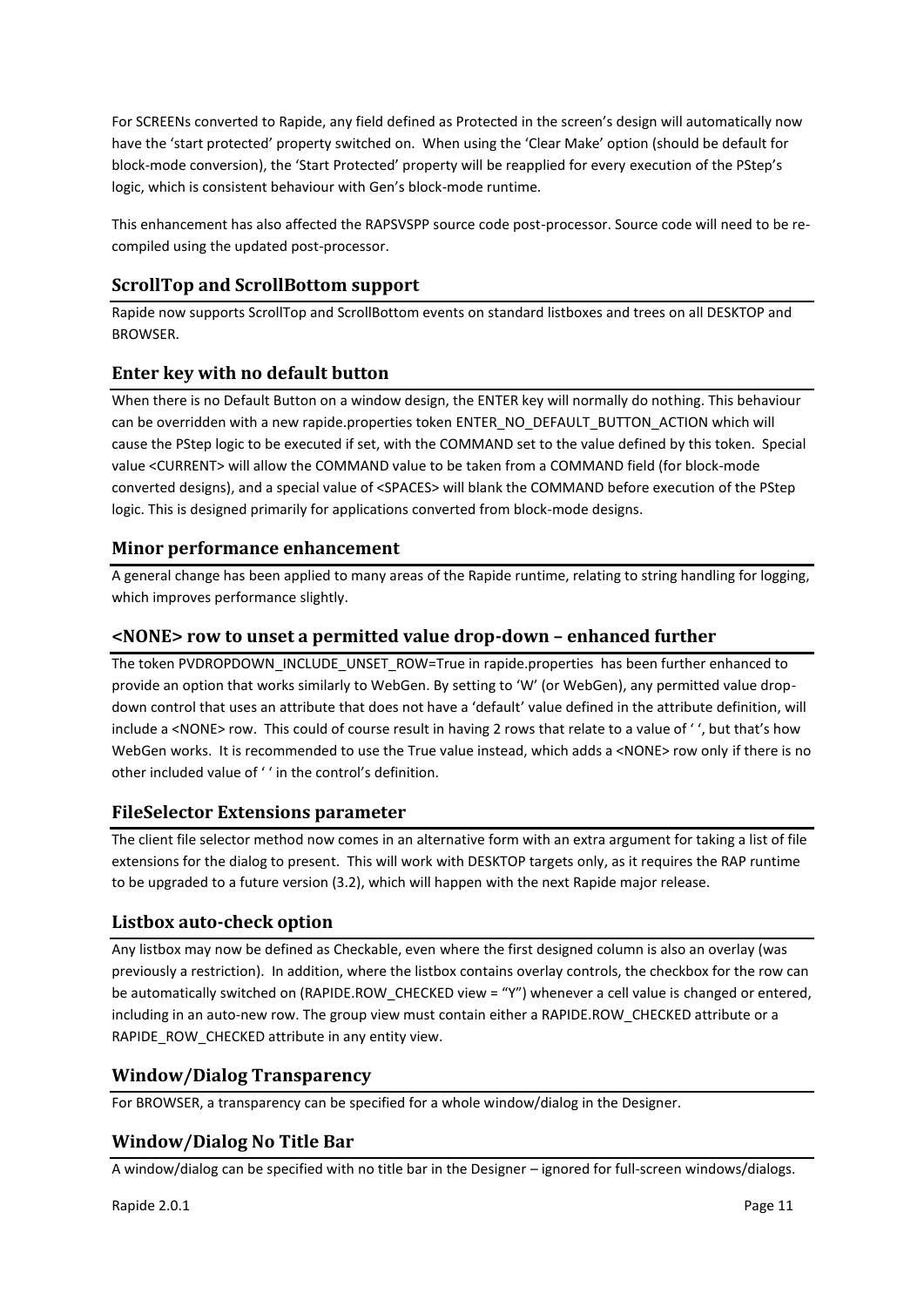For SCREENs converted to Rapide, any field defined as Protected in the screen's design will automatically now have the 'start protected' property switched on. When using the 'Clear Make' option (should be default for block-mode conversion), the 'Start Protected' property will be reapplied for every execution of the PStep's logic, which is consistent behaviour with Gen's block-mode runtime.

This enhancement has also affected the RAPSVSPP source code post-processor. Source code will need to be re-compiled using the updated post-processor.

## ScrollTop and ScrollBottom support

Rapide now supports ScrollTop and ScrollBottom events on standard listboxes and trees on all DESKTOP and BROWSER.

## Enter key with no default button

When there is no Default Button on a window design, the ENTER key will normally do nothing. This behaviour can be overridden with a new rapide.properties token ENTER_NO_DEFAULT_BUTTON_ACTION which will cause the PStep logic to be executed if set, with the COMMAND set to the value defined by this token. Special value <CURRENT> will allow the COMMAND value to be taken from a COMMAND field (for block-mode converted designs), and a special value of <SPACES> will blank the COMMAND before execution of the PStep logic. This is designed primarily for applications converted from block-mode designs.

## Minor performance enhancement

A general change has been applied to many areas of the Rapide runtime, relating to string handling for logging, which improves performance slightly.

## <NONE> row to unset a permitted value drop-down – enhanced further

The token PVDROPDOWN_INCLUDE_UNSET_ROW=True in rapide.properties has been further enhanced to provide an option that works similarly to WebGen. By setting to 'W' (or WebGen), any permitted value drop-down control that uses an attribute that does not have a 'default' value defined in the attribute definition, will include a <NONE> row. This could of course result in having 2 rows that relate to a value of ' ', but that's how WebGen works. It is recommended to use the True value instead, which adds a <NONE> row only if there is no other included value of ' ' in the control's definition.

## FileSelector Extensions parameter

The client file selector method now comes in an alternative form with an extra argument for taking a list of file extensions for the dialog to present. This will work with DESKTOP targets only, as it requires the RAP runtime to be upgraded to a future version (3.2), which will happen with the next Rapide major release.

## Listbox auto-check option

Any listbox may now be defined as Checkable, even where the first designed column is also an overlay (was previously a restriction). In addition, where the listbox contains overlay controls, the checkbox for the row can be automatically switched on (RAPIDE.ROW_CHECKED view = "Y") whenever a cell value is changed or entered, including in an auto-new row. The group view must contain either a RAPIDE.ROW_CHECKED attribute or a RAPIDE_ROW_CHECKED attribute in any entity view.

## Window/Dialog Transparency

For BROWSER, a transparency can be specified for a whole window/dialog in the Designer.

## Window/Dialog No Title Bar

A window/dialog can be specified with no title bar in the Designer – ignored for full-screen windows/dialogs.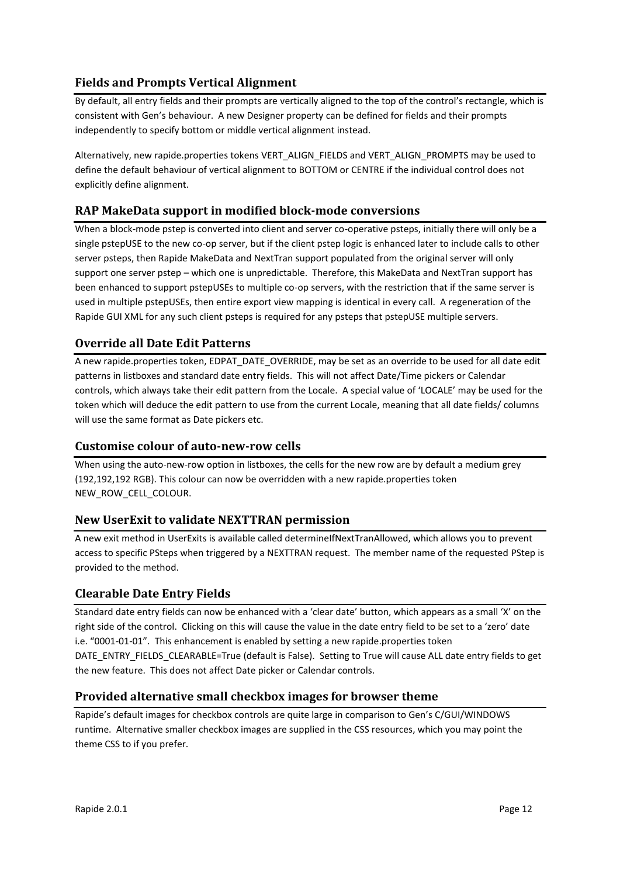## Fields and Prompts Vertical Alignment

By default, all entry fields and their prompts are vertically aligned to the top of the control's rectangle, which is consistent with Gen's behaviour. A new Designer property can be defined for fields and their prompts independently to specify bottom or middle vertical alignment instead.

Alternatively, new rapide.properties tokens VERT_ALIGN_FIELDS and VERT_ALIGN_PROMPTS may be used to define the default behaviour of vertical alignment to BOTTOM or CENTRE if the individual control does not explicitly define alignment.

## RAP MakeData support in modified block-mode conversions

When a block-mode pstep is converted into client and server co-operative psteps, initially there will only be a single pstepUSE to the new co-op server, but if the client pstep logic is enhanced later to include calls to other server psteps, then Rapide MakeData and NextTran support populated from the original server will only support one server pstep – which one is unpredictable. Therefore, this MakeData and NextTran support has been enhanced to support pstepUSEs to multiple co-op servers, with the restriction that if the same server is used in multiple pstepUSEs, then entire export view mapping is identical in every call. A regeneration of the Rapide GUI XML for any such client psteps is required for any psteps that pstepUSE multiple servers.

## Override all Date Edit Patterns

A new rapide.properties token, EDPAT_DATE_OVERRIDE, may be set as an override to be used for all date edit patterns in listboxes and standard date entry fields. This will not affect Date/Time pickers or Calendar controls, which always take their edit pattern from the Locale. A special value of 'LOCALE' may be used for the token which will deduce the edit pattern to use from the current Locale, meaning that all date fields/ columns will use the same format as Date pickers etc.

## Customise colour of auto-new-row cells

When using the auto-new-row option in listboxes, the cells for the new row are by default a medium grey (192,192,192 RGB). This colour can now be overridden with a new rapide.properties token NEW_ROW_CELL_COLOUR.

## New UserExit to validate NEXTTRAN permission

A new exit method in UserExits is available called determineIfNextTranAllowed, which allows you to prevent access to specific PSteps when triggered by a NEXTTRAN request. The member name of the requested PStep is provided to the method.

## Clearable Date Entry Fields

Standard date entry fields can now be enhanced with a 'clear date' button, which appears as a small 'X' on the right side of the control. Clicking on this will cause the value in the date entry field to be set to a 'zero' date i.e. "0001-01-01". This enhancement is enabled by setting a new rapide.properties token DATE_ENTRY_FIELDS_CLEARABLE=True (default is False). Setting to True will cause ALL date entry fields to get the new feature. This does not affect Date picker or Calendar controls.

## Provided alternative small checkbox images for browser theme

Rapide's default images for checkbox controls are quite large in comparison to Gen's C/GUI/WINDOWS runtime. Alternative smaller checkbox images are supplied in the CSS resources, which you may point the theme CSS to if you prefer.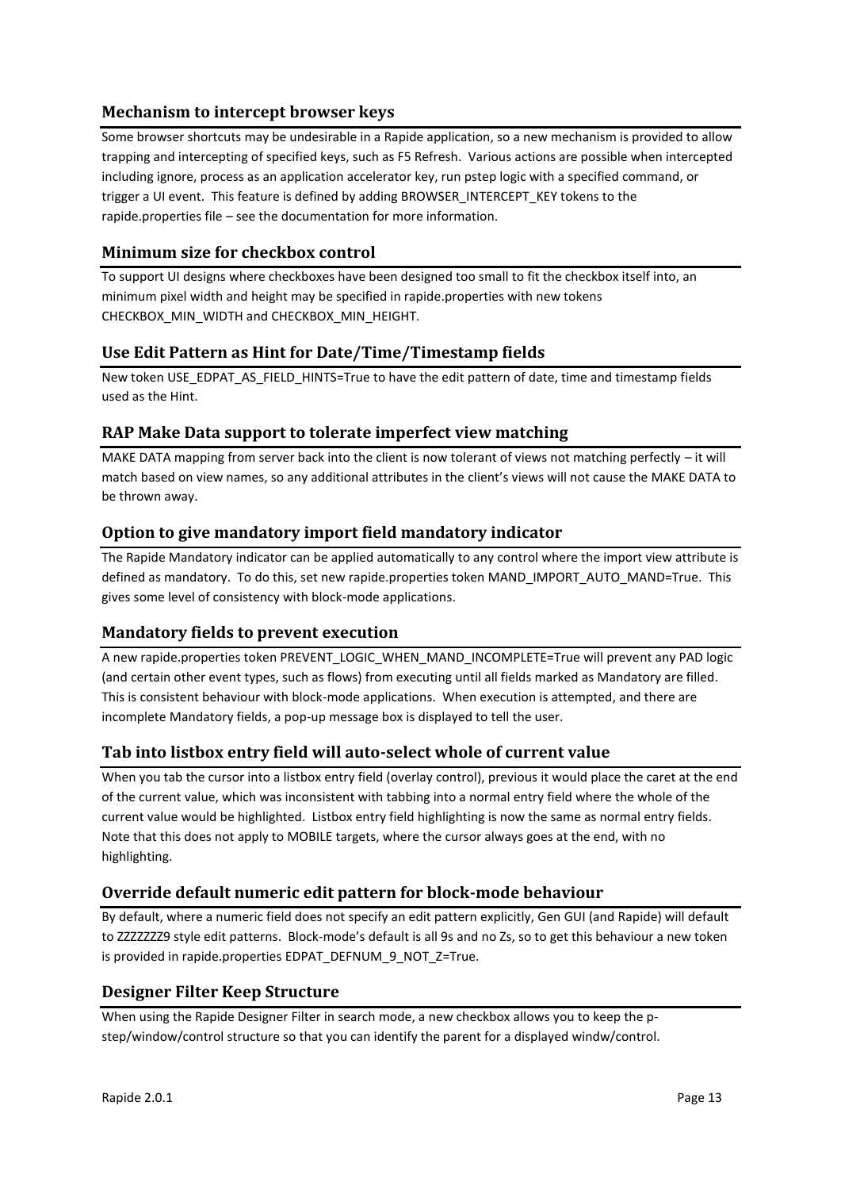### Mechanism to intercept browser keys

Some browser shortcuts may be undesirable in a Rapide application, so a new mechanism is provided to allow trapping and intercepting of specified keys, such as F5 Refresh. Various actions are possible when intercepted including ignore, process as an application accelerator key, run pstep logic with a specified command, or trigger a UI event. This feature is defined by adding BROWSER_INTERCEPT_KEY tokens to the rapide.properties file – see the documentation for more information.

### Minimum size for checkbox control

To support UI designs where checkboxes have been designed too small to fit the checkbox itself into, an minimum pixel width and height may be specified in rapide.properties with new tokens CHECKBOX_MIN_WIDTH and CHECKBOX_MIN_HEIGHT.

### Use Edit Pattern as Hint for Date/Time/Timestamp fields

New token USE_EDPAT_AS_FIELD_HINTS=True to have the edit pattern of date, time and timestamp fields used as the Hint.

### RAP Make Data support to tolerate imperfect view matching

MAKE DATA mapping from server back into the client is now tolerant of views not matching perfectly – it will match based on view names, so any additional attributes in the client's views will not cause the MAKE DATA to be thrown away.

### Option to give mandatory import field mandatory indicator

The Rapide Mandatory indicator can be applied automatically to any control where the import view attribute is defined as mandatory. To do this, set new rapide.properties token MAND_IMPORT_AUTO_MAND=True. This gives some level of consistency with block-mode applications.

### Mandatory fields to prevent execution

A new rapide.properties token PREVENT_LOGIC_WHEN_MAND_INCOMPLETE=True will prevent any PAD logic (and certain other event types, such as flows) from executing until all fields marked as Mandatory are filled. This is consistent behaviour with block-mode applications. When execution is attempted, and there are incomplete Mandatory fields, a pop-up message box is displayed to tell the user.

### Tab into listbox entry field will auto-select whole of current value

When you tab the cursor into a listbox entry field (overlay control), previous it would place the caret at the end of the current value, which was inconsistent with tabbing into a normal entry field where the whole of the current value would be highlighted. Listbox entry field highlighting is now the same as normal entry fields. Note that this does not apply to MOBILE targets, where the cursor always goes at the end, with no highlighting.

### Override default numeric edit pattern for block-mode behaviour

By default, where a numeric field does not specify an edit pattern explicitly, Gen GUI (and Rapide) will default to ZZZZZZZ9 style edit patterns. Block-mode's default is all 9s and no Zs, so to get this behaviour a new token is provided in rapide.properties EDPAT_DEFNUM_9_NOT_Z=True.

### Designer Filter Keep Structure

When using the Rapide Designer Filter in search mode, a new checkbox allows you to keep the p-step/window/control structure so that you can identify the parent for a displayed windw/control.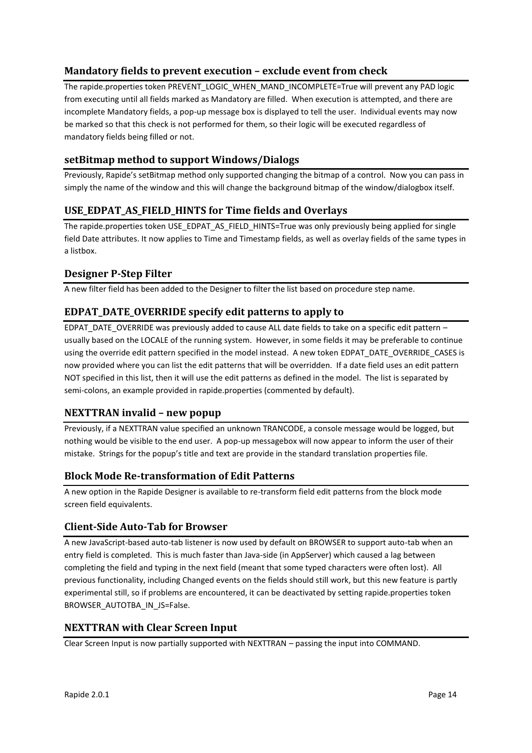## Mandatory fields to prevent execution – exclude event from check

The rapide.properties token PREVENT_LOGIC_WHEN_MAND_INCOMPLETE=True will prevent any PAD logic from executing until all fields marked as Mandatory are filled. When execution is attempted, and there are incomplete Mandatory fields, a pop-up message box is displayed to tell the user. Individual events may now be marked so that this check is not performed for them, so their logic will be executed regardless of mandatory fields being filled or not.

## setBitmap method to support Windows/Dialogs

Previously, Rapide's setBitmap method only supported changing the bitmap of a control. Now you can pass in simply the name of the window and this will change the background bitmap of the window/dialogbox itself.

## USE_EDPAT_AS_FIELD_HINTS for Time fields and Overlays

The rapide.properties token USE_EDPAT_AS_FIELD_HINTS=True was only previously being applied for single field Date attributes. It now applies to Time and Timestamp fields, as well as overlay fields of the same types in a listbox.

## Designer P-Step Filter

A new filter field has been added to the Designer to filter the list based on procedure step name.

## EDPAT_DATE_OVERRIDE specify edit patterns to apply to

EDPAT_DATE_OVERRIDE was previously added to cause ALL date fields to take on a specific edit pattern – usually based on the LOCALE of the running system. However, in some fields it may be preferable to continue using the override edit pattern specified in the model instead. A new token EDPAT_DATE_OVERRIDE_CASES is now provided where you can list the edit patterns that will be overridden. If a date field uses an edit pattern NOT specified in this list, then it will use the edit patterns as defined in the model. The list is separated by semi-colons, an example provided in rapide.properties (commented by default).

## NEXTTRAN invalid – new popup

Previously, if a NEXTTRAN value specified an unknown TRANCODE, a console message would be logged, but nothing would be visible to the end user. A pop-up messagebox will now appear to inform the user of their mistake. Strings for the popup's title and text are provide in the standard translation properties file.

## Block Mode Re-transformation of Edit Patterns

A new option in the Rapide Designer is available to re-transform field edit patterns from the block mode screen field equivalents.

## Client-Side Auto-Tab for Browser

A new JavaScript-based auto-tab listener is now used by default on BROWSER to support auto-tab when an entry field is completed. This is much faster than Java-side (in AppServer) which caused a lag between completing the field and typing in the next field (meant that some typed characters were often lost). All previous functionality, including Changed events on the fields should still work, but this new feature is partly experimental still, so if problems are encountered, it can be deactivated by setting rapide.properties token BROWSER_AUTOTBA_IN_JS=False.

## NEXTTRAN with Clear Screen Input

Clear Screen Input is now partially supported with NEXTTRAN – passing the input into COMMAND.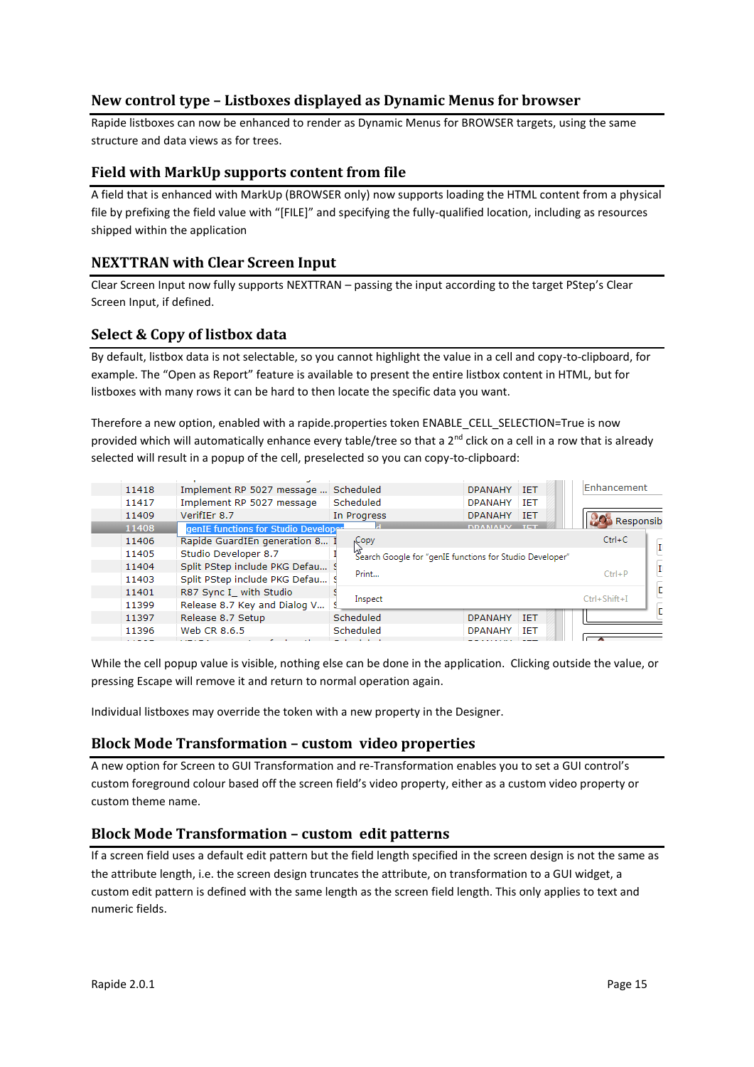## New control type – Listboxes displayed as Dynamic Menus for browser

Rapide listboxes can now be enhanced to render as Dynamic Menus for BROWSER targets, using the same structure and data views as for trees.

## Field with MarkUp supports content from file

A field that is enhanced with MarkUp (BROWSER only) now supports loading the HTML content from a physical file by prefixing the field value with "[FILE]" and specifying the fully-qualified location, including as resources shipped within the application

## NEXTTRAN with Clear Screen Input

Clear Screen Input now fully supports NEXTTRAN – passing the input according to the target PStep's Clear Screen Input, if defined.

## Select & Copy of listbox data

By default, listbox data is not selectable, so you cannot highlight the value in a cell and copy-to-clipboard, for example. The "Open as Report" feature is available to present the entire listbox content in HTML, but for listboxes with many rows it can be hard to then locate the specific data you want.

Therefore a new option, enabled with a rapide.properties token ENABLE_CELL_SELECTION=True is now provided which will automatically enhance every table/tree so that a 2nd click on a cell in a row that is already selected will result in a popup of the cell, preselected so you can copy-to-clipboard:

While the cell popup value is visible, nothing else can be done in the application. Clicking outside the value, or pressing Escape will remove it and return to normal operation again.

Individual listboxes may override the token with a new property in the Designer.

## Block Mode Transformation – custom video properties

A new option for Screen to GUI Transformation and re-Transformation enables you to set a GUI control's custom foreground colour based off the screen field's video property, either as a custom video property or custom theme name.

## Block Mode Transformation – custom edit patterns

If a screen field uses a default edit pattern but the field length specified in the screen design is not the same as the attribute length, i.e. the screen design truncates the attribute, on transformation to a GUI widget, a custom edit pattern is defined with the same length as the screen field length. This only applies to text and numeric fields.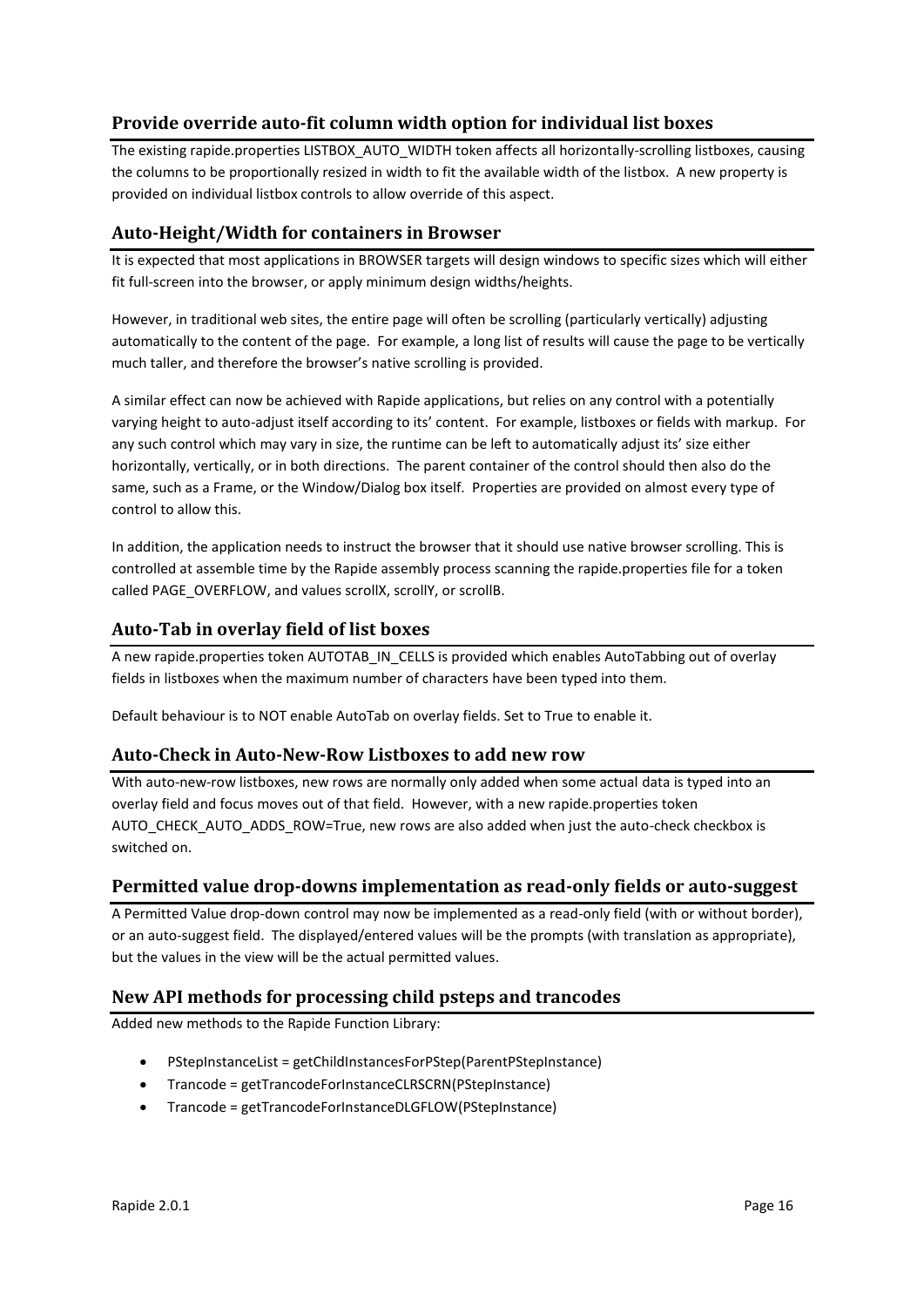## Provide override auto-fit column width option for individual list boxes

The existing rapide.properties LISTBOX_AUTO_WIDTH token affects all horizontally-scrolling listboxes, causing the columns to be proportionally resized in width to fit the available width of the listbox. A new property is provided on individual listbox controls to allow override of this aspect.

## Auto-Height/Width for containers in Browser

It is expected that most applications in BROWSER targets will design windows to specific sizes which will either fit full-screen into the browser, or apply minimum design widths/heights.

However, in traditional web sites, the entire page will often be scrolling (particularly vertically) adjusting automatically to the content of the page. For example, a long list of results will cause the page to be vertically much taller, and therefore the browser's native scrolling is provided.

A similar effect can now be achieved with Rapide applications, but relies on any control with a potentially varying height to auto-adjust itself according to its' content. For example, listboxes or fields with markup. For any such control which may vary in size, the runtime can be left to automatically adjust its' size either horizontally, vertically, or in both directions. The parent container of the control should then also do the same, such as a Frame, or the Window/Dialog box itself. Properties are provided on almost every type of control to allow this.

In addition, the application needs to instruct the browser that it should use native browser scrolling. This is controlled at assemble time by the Rapide assembly process scanning the rapide.properties file for a token called PAGE_OVERFLOW, and values scrollX, scrollY, or scrollB.

## Auto-Tab in overlay field of list boxes

A new rapide.properties token AUTOTAB_IN_CELLS is provided which enables AutoTabbing out of overlay fields in listboxes when the maximum number of characters have been typed into them.

Default behaviour is to NOT enable AutoTab on overlay fields. Set to True to enable it.

## Auto-Check in Auto-New-Row Listboxes to add new row

With auto-new-row listboxes, new rows are normally only added when some actual data is typed into an overlay field and focus moves out of that field. However, with a new rapide.properties token AUTO_CHECK_AUTO_ADDS_ROW=True, new rows are also added when just the auto-check checkbox is switched on.

## Permitted value drop-downs implementation as read-only fields or auto-suggest

A Permitted Value drop-down control may now be implemented as a read-only field (with or without border), or an auto-suggest field. The displayed/entered values will be the prompts (with translation as appropriate), but the values in the view will be the actual permitted values.

## New API methods for processing child psteps and trancodes

Added new methods to the Rapide Function Library:

- PStepInstanceList = getChildInstancesForPStep(ParentPStepInstance)
- Trancode = getTrancodeForInstanceCLRSCRN(PStepInstance)
- Trancode = getTrancodeForInstanceDLGFLOW(PStepInstance)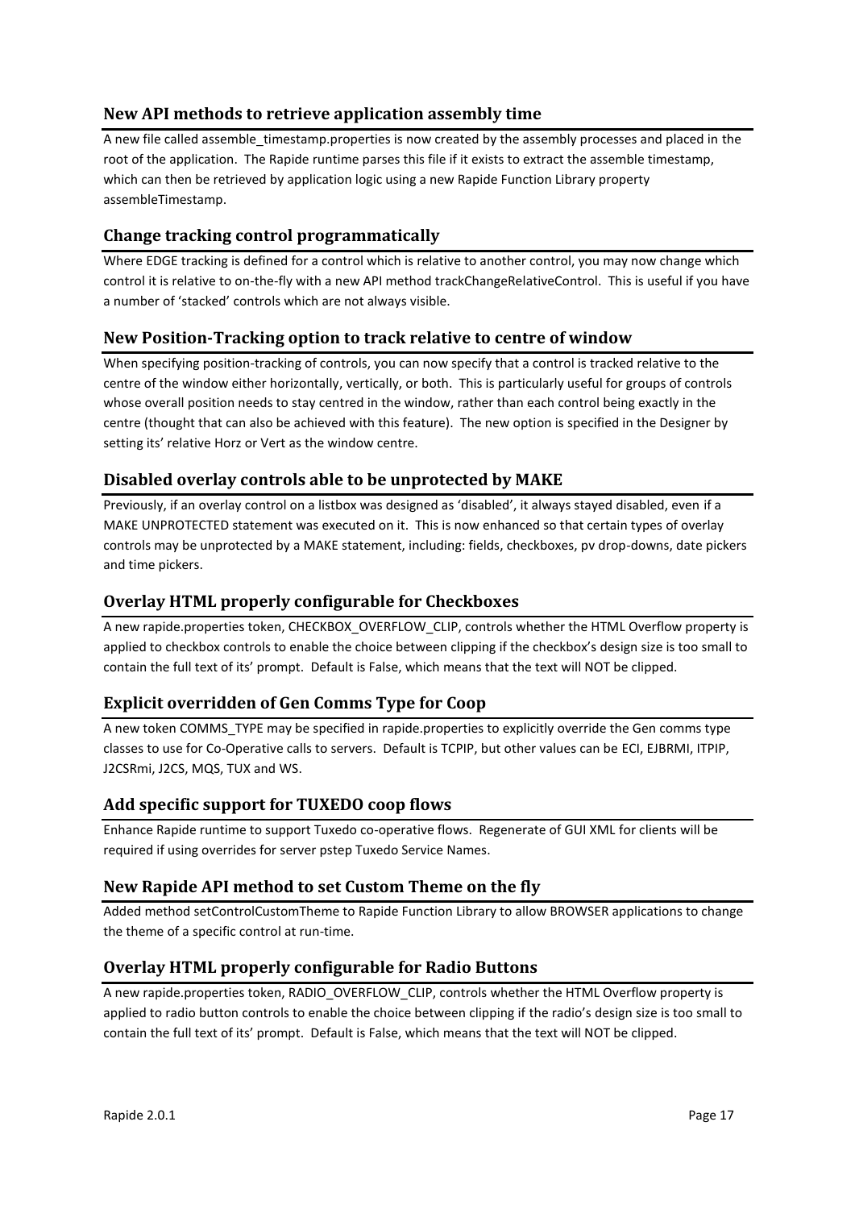### New API methods to retrieve application assembly time

A new file called assemble_timestamp.properties is now created by the assembly processes and placed in the root of the application. The Rapide runtime parses this file if it exists to extract the assemble timestamp, which can then be retrieved by application logic using a new Rapide Function Library property assembleTimestamp.

### Change tracking control programmatically

Where EDGE tracking is defined for a control which is relative to another control, you may now change which control it is relative to on-the-fly with a new API method trackChangeRelativeControl. This is useful if you have a number of 'stacked' controls which are not always visible.

### New Position-Tracking option to track relative to centre of window

When specifying position-tracking of controls, you can now specify that a control is tracked relative to the centre of the window either horizontally, vertically, or both. This is particularly useful for groups of controls whose overall position needs to stay centred in the window, rather than each control being exactly in the centre (thought that can also be achieved with this feature). The new option is specified in the Designer by setting its' relative Horz or Vert as the window centre.

### Disabled overlay controls able to be unprotected by MAKE

Previously, if an overlay control on a listbox was designed as 'disabled', it always stayed disabled, even if a MAKE UNPROTECTED statement was executed on it. This is now enhanced so that certain types of overlay controls may be unprotected by a MAKE statement, including: fields, checkboxes, pv drop-downs, date pickers and time pickers.

### Overlay HTML properly configurable for Checkboxes

A new rapide.properties token, CHECKBOX_OVERFLOW_CLIP, controls whether the HTML Overflow property is applied to checkbox controls to enable the choice between clipping if the checkbox's design size is too small to contain the full text of its' prompt. Default is False, which means that the text will NOT be clipped.

### Explicit overridden of Gen Comms Type for Coop

A new token COMMS_TYPE may be specified in rapide.properties to explicitly override the Gen comms type classes to use for Co-Operative calls to servers. Default is TCPIP, but other values can be ECI, EJBRMI, ITPIP, J2CSRmi, J2CS, MQS, TUX and WS.

### Add specific support for TUXEDO coop flows

Enhance Rapide runtime to support Tuxedo co-operative flows. Regenerate of GUI XML for clients will be required if using overrides for server pstep Tuxedo Service Names.

### New Rapide API method to set Custom Theme on the fly

Added method setControlCustomTheme to Rapide Function Library to allow BROWSER applications to change the theme of a specific control at run-time.

### Overlay HTML properly configurable for Radio Buttons

A new rapide.properties token, RADIO_OVERFLOW_CLIP, controls whether the HTML Overflow property is applied to radio button controls to enable the choice between clipping if the radio's design size is too small to contain the full text of its' prompt. Default is False, which means that the text will NOT be clipped.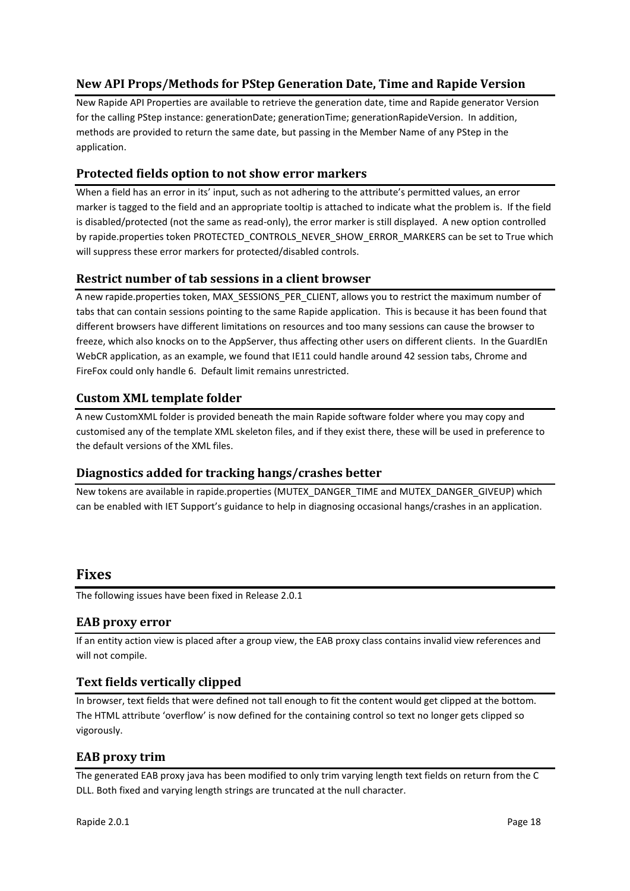### New API Props/Methods for PStep Generation Date, Time and Rapide Version

New Rapide API Properties are available to retrieve the generation date, time and Rapide generator Version for the calling PStep instance: generationDate; generationTime; generationRapideVersion. In addition, methods are provided to return the same date, but passing in the Member Name of any PStep in the application.

### Protected fields option to not show error markers

When a field has an error in its' input, such as not adhering to the attribute's permitted values, an error marker is tagged to the field and an appropriate tooltip is attached to indicate what the problem is. If the field is disabled/protected (not the same as read-only), the error marker is still displayed. A new option controlled by rapide.properties token PROTECTED_CONTROLS_NEVER_SHOW_ERROR_MARKERS can be set to True which will suppress these error markers for protected/disabled controls.

### Restrict number of tab sessions in a client browser

A new rapide.properties token, MAX_SESSIONS_PER_CLIENT, allows you to restrict the maximum number of tabs that can contain sessions pointing to the same Rapide application. This is because it has been found that different browsers have different limitations on resources and too many sessions can cause the browser to freeze, which also knocks on to the AppServer, thus affecting other users on different clients. In the GuardIEn WebCR application, as an example, we found that IE11 could handle around 42 session tabs, Chrome and FireFox could only handle 6. Default limit remains unrestricted.

### Custom XML template folder

A new CustomXML folder is provided beneath the main Rapide software folder where you may copy and customised any of the template XML skeleton files, and if they exist there, these will be used in preference to the default versions of the XML files.

### Diagnostics added for tracking hangs/crashes better

New tokens are available in rapide.properties (MUTEX_DANGER_TIME and MUTEX_DANGER_GIVEUP) which can be enabled with IET Support's guidance to help in diagnosing occasional hangs/crashes in an application.

## Fixes

The following issues have been fixed in Release 2.0.1

### EAB proxy error

If an entity action view is placed after a group view, the EAB proxy class contains invalid view references and will not compile.

### Text fields vertically clipped

In browser, text fields that were defined not tall enough to fit the content would get clipped at the bottom. The HTML attribute 'overflow' is now defined for the containing control so text no longer gets clipped so vigorously.

### EAB proxy trim

The generated EAB proxy java has been modified to only trim varying length text fields on return from the C DLL. Both fixed and varying length strings are truncated at the null character.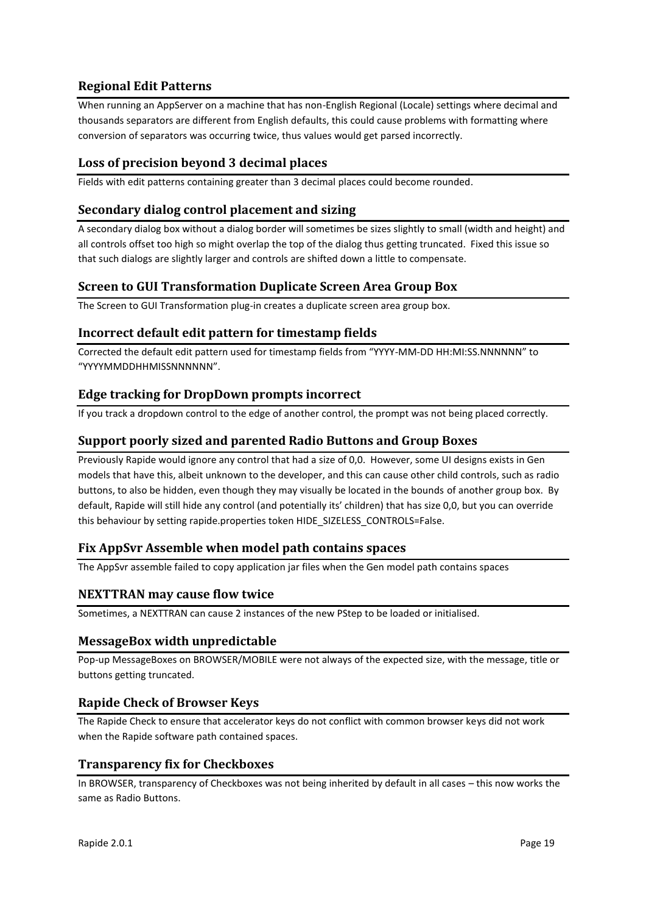### Regional Edit Patterns

When running an AppServer on a machine that has non-English Regional (Locale) settings where decimal and thousands separators are different from English defaults, this could cause problems with formatting where conversion of separators was occurring twice, thus values would get parsed incorrectly.

### Loss of precision beyond 3 decimal places

Fields with edit patterns containing greater than 3 decimal places could become rounded.

### Secondary dialog control placement and sizing

A secondary dialog box without a dialog border will sometimes be sizes slightly to small (width and height) and all controls offset too high so might overlap the top of the dialog thus getting truncated. Fixed this issue so that such dialogs are slightly larger and controls are shifted down a little to compensate.

### Screen to GUI Transformation Duplicate Screen Area Group Box

The Screen to GUI Transformation plug-in creates a duplicate screen area group box.

### Incorrect default edit pattern for timestamp fields

Corrected the default edit pattern used for timestamp fields from “YYYY-MM-DD HH:MI:SS.NNNNNN” to “YYYYMMDDHHMISSNNNNNN”.

### Edge tracking for DropDown prompts incorrect

If you track a dropdown control to the edge of another control, the prompt was not being placed correctly.

### Support poorly sized and parented Radio Buttons and Group Boxes

Previously Rapide would ignore any control that had a size of 0,0. However, some UI designs exists in Gen models that have this, albeit unknown to the developer, and this can cause other child controls, such as radio buttons, to also be hidden, even though they may visually be located in the bounds of another group box. By default, Rapide will still hide any control (and potentially its’ children) that has size 0,0, but you can override this behaviour by setting rapide.properties token HIDE_SIZELESS_CONTROLS=False.

### Fix AppSvr Assemble when model path contains spaces

The AppSvr assemble failed to copy application jar files when the Gen model path contains spaces

### NEXTTRAN may cause flow twice

Sometimes, a NEXTTRAN can cause 2 instances of the new PStep to be loaded or initialised.

### MessageBox width unpredictable

Pop-up MessageBoxes on BROWSER/MOBILE were not always of the expected size, with the message, title or buttons getting truncated.

### Rapide Check of Browser Keys

The Rapide Check to ensure that accelerator keys do not conflict with common browser keys did not work when the Rapide software path contained spaces.

### Transparency fix for Checkboxes

In BROWSER, transparency of Checkboxes was not being inherited by default in all cases – this now works the same as Radio Buttons.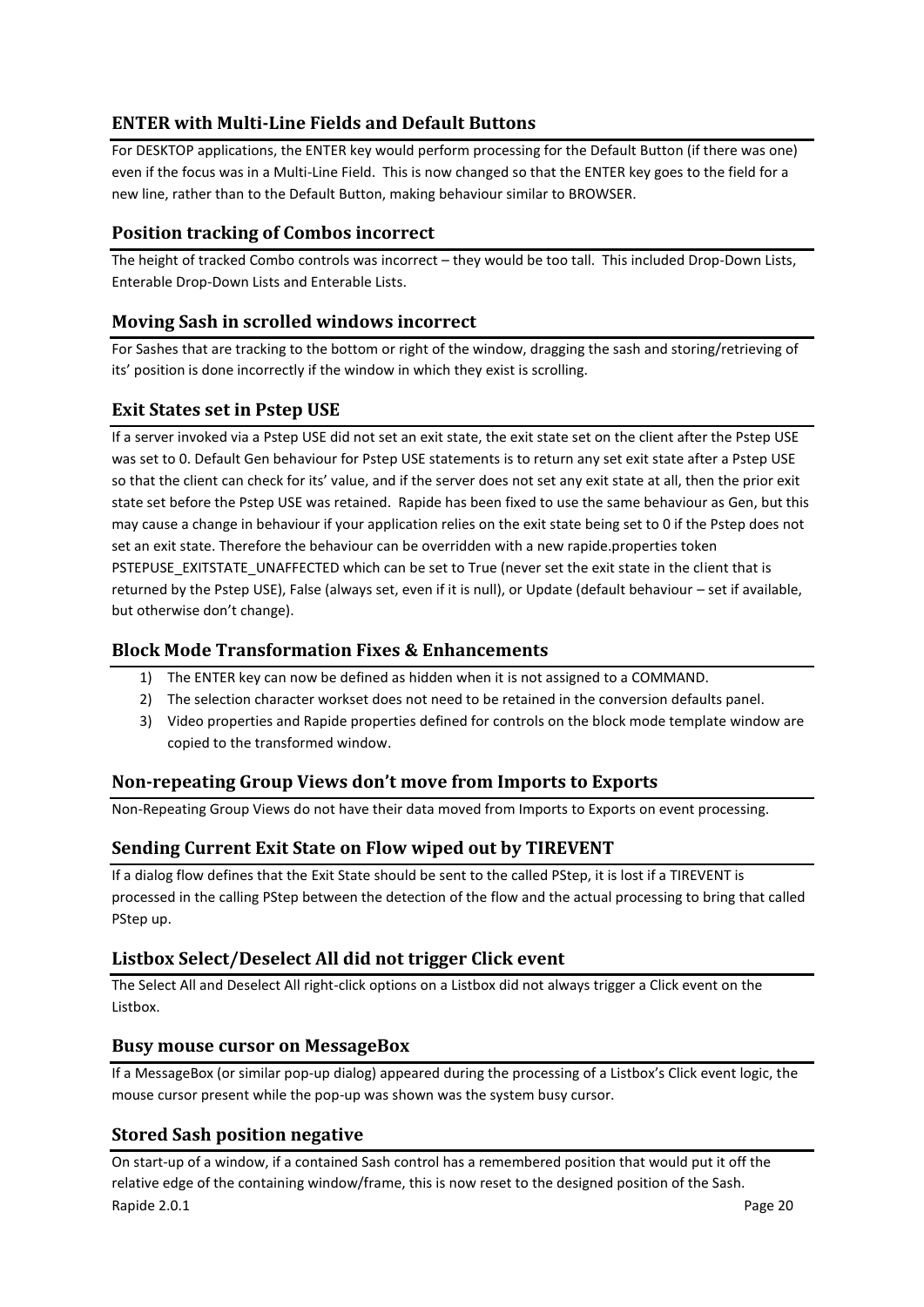### ENTER with Multi-Line Fields and Default Buttons

For DESKTOP applications, the ENTER key would perform processing for the Default Button (if there was one) even if the focus was in a Multi-Line Field. This is now changed so that the ENTER key goes to the field for a new line, rather than to the Default Button, making behaviour similar to BROWSER.

### Position tracking of Combos incorrect

The height of tracked Combo controls was incorrect – they would be too tall. This included Drop-Down Lists, Enterable Drop-Down Lists and Enterable Lists.

### Moving Sash in scrolled windows incorrect

For Sashes that are tracking to the bottom or right of the window, dragging the sash and storing/retrieving of its' position is done incorrectly if the window in which they exist is scrolling.

### Exit States set in Pstep USE

If a server invoked via a Pstep USE did not set an exit state, the exit state set on the client after the Pstep USE was set to 0. Default Gen behaviour for Pstep USE statements is to return any set exit state after a Pstep USE so that the client can check for its' value, and if the server does not set any exit state at all, then the prior exit state set before the Pstep USE was retained. Rapide has been fixed to use the same behaviour as Gen, but this may cause a change in behaviour if your application relies on the exit state being set to 0 if the Pstep does not set an exit state. Therefore the behaviour can be overridden with a new rapide.properties token PSTEPUSE_EXITSTATE_UNAFFECTED which can be set to True (never set the exit state in the client that is returned by the Pstep USE), False (always set, even if it is null), or Update (default behaviour – set if available, but otherwise don't change).

### Block Mode Transformation Fixes & Enhancements

1) The ENTER key can now be defined as hidden when it is not assigned to a COMMAND.
2) The selection character workset does not need to be retained in the conversion defaults panel.
3) Video properties and Rapide properties defined for controls on the block mode template window are copied to the transformed window.

### Non-repeating Group Views don't move from Imports to Exports

Non-Repeating Group Views do not have their data moved from Imports to Exports on event processing.

### Sending Current Exit State on Flow wiped out by TIREVENT

If a dialog flow defines that the Exit State should be sent to the called PStep, it is lost if a TIREVENT is processed in the calling PStep between the detection of the flow and the actual processing to bring that called PStep up.

### Listbox Select/Deselect All did not trigger Click event

The Select All and Deselect All right-click options on a Listbox did not always trigger a Click event on the Listbox.

### Busy mouse cursor on MessageBox

If a MessageBox (or similar pop-up dialog) appeared during the processing of a Listbox's Click event logic, the mouse cursor present while the pop-up was shown was the system busy cursor.

### Stored Sash position negative

On start-up of a window, if a contained Sash control has a remembered position that would put it off the relative edge of the containing window/frame, this is now reset to the designed position of the Sash.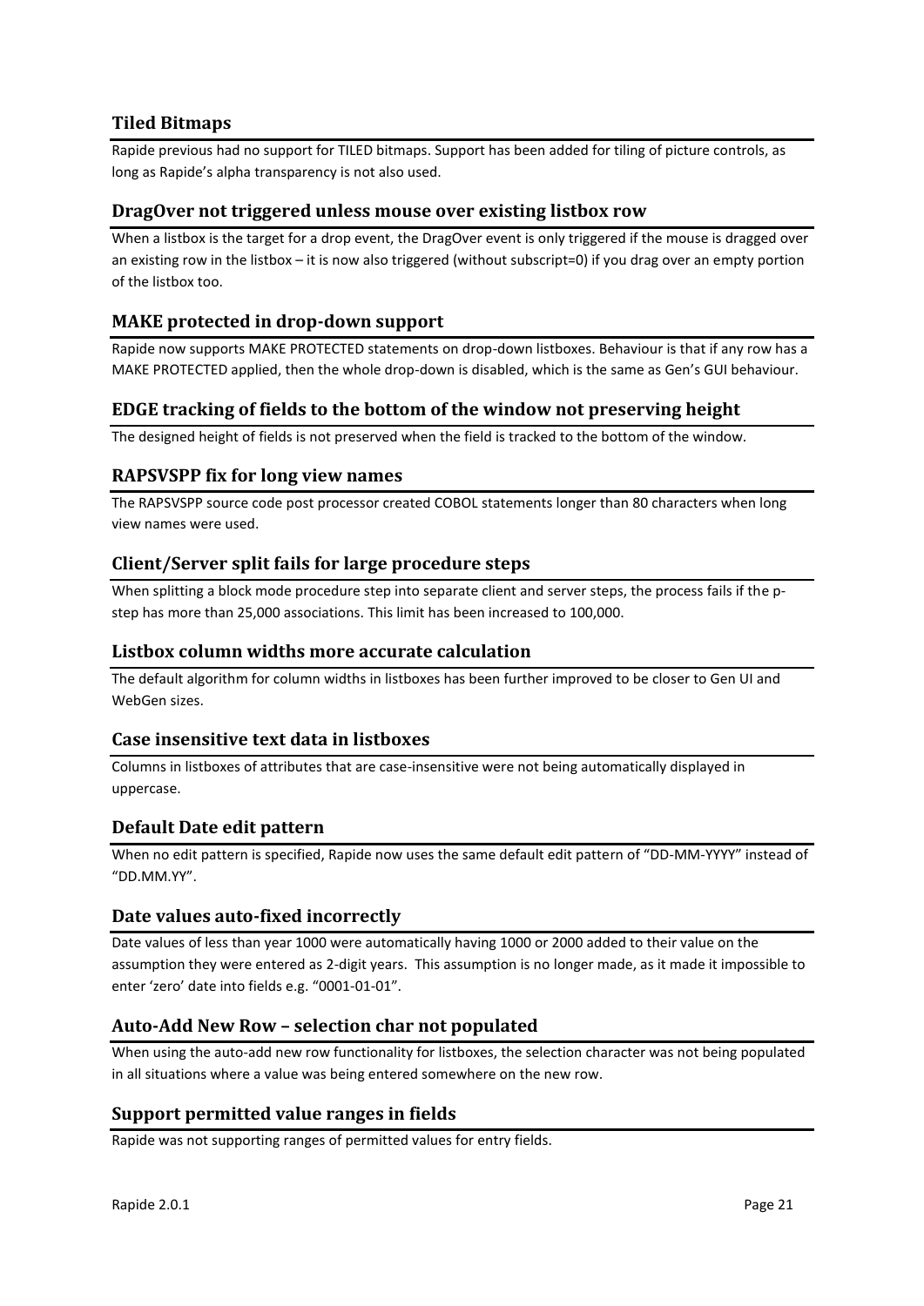### Tiled Bitmaps

Rapide previous had no support for TILED bitmaps. Support has been added for tiling of picture controls, as long as Rapide's alpha transparency is not also used.

### DragOver not triggered unless mouse over existing listbox row

When a listbox is the target for a drop event, the DragOver event is only triggered if the mouse is dragged over an existing row in the listbox – it is now also triggered (without subscript=0) if you drag over an empty portion of the listbox too.

### MAKE protected in drop-down support

Rapide now supports MAKE PROTECTED statements on drop-down listboxes. Behaviour is that if any row has a MAKE PROTECTED applied, then the whole drop-down is disabled, which is the same as Gen's GUI behaviour.

### EDGE tracking of fields to the bottom of the window not preserving height

The designed height of fields is not preserved when the field is tracked to the bottom of the window.

### RAPSVSPP fix for long view names

The RAPSVSPP source code post processor created COBOL statements longer than 80 characters when long view names were used.

### Client/Server split fails for large procedure steps

When splitting a block mode procedure step into separate client and server steps, the process fails if the p-step has more than 25,000 associations. This limit has been increased to 100,000.

### Listbox column widths more accurate calculation

The default algorithm for column widths in listboxes has been further improved to be closer to Gen UI and WebGen sizes.

### Case insensitive text data in listboxes

Columns in listboxes of attributes that are case-insensitive were not being automatically displayed in uppercase.

### Default Date edit pattern

When no edit pattern is specified, Rapide now uses the same default edit pattern of "DD-MM-YYYY" instead of "DD.MM.YY".

### Date values auto-fixed incorrectly

Date values of less than year 1000 were automatically having 1000 or 2000 added to their value on the assumption they were entered as 2-digit years. This assumption is no longer made, as it made it impossible to enter 'zero' date into fields e.g. "0001-01-01".

### Auto-Add New Row – selection char not populated

When using the auto-add new row functionality for listboxes, the selection character was not being populated in all situations where a value was being entered somewhere on the new row.

### Support permitted value ranges in fields

Rapide was not supporting ranges of permitted values for entry fields.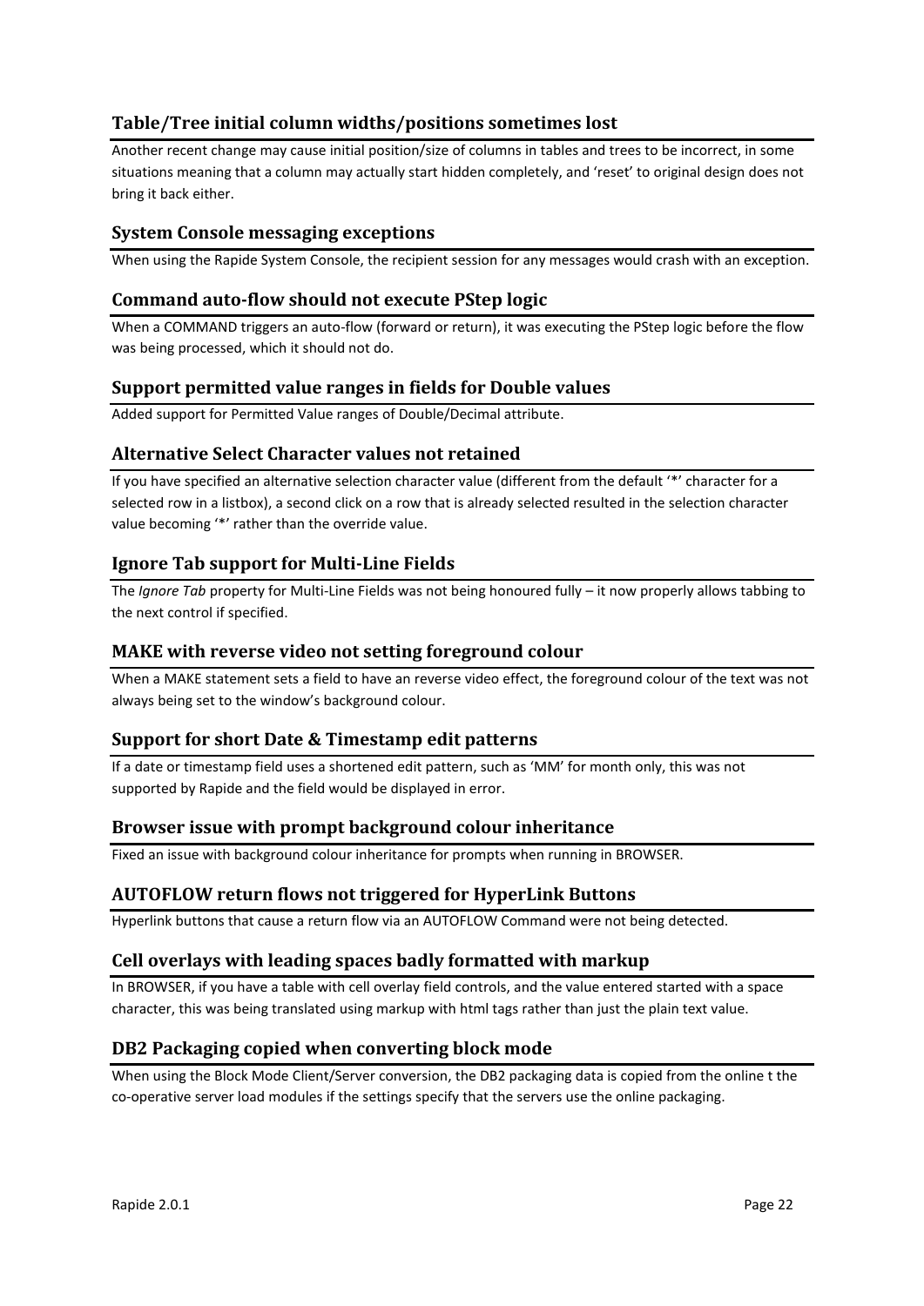### Table/Tree initial column widths/positions sometimes lost

Another recent change may cause initial position/size of columns in tables and trees to be incorrect, in some situations meaning that a column may actually start hidden completely, and 'reset' to original design does not bring it back either.

### System Console messaging exceptions

When using the Rapide System Console, the recipient session for any messages would crash with an exception.

### Command auto-flow should not execute PStep logic

When a COMMAND triggers an auto-flow (forward or return), it was executing the PStep logic before the flow was being processed, which it should not do.

### Support permitted value ranges in fields for Double values

Added support for Permitted Value ranges of Double/Decimal attribute.

### Alternative Select Character values not retained

If you have specified an alternative selection character value (different from the default '*' character for a selected row in a listbox), a second click on a row that is already selected resulted in the selection character value becoming '*' rather than the override value.

### Ignore Tab support for Multi-Line Fields

The *Ignore Tab* property for Multi-Line Fields was not being honoured fully – it now properly allows tabbing to the next control if specified.

### MAKE with reverse video not setting foreground colour

When a MAKE statement sets a field to have an reverse video effect, the foreground colour of the text was not always being set to the window's background colour.

### Support for short Date & Timestamp edit patterns

If a date or timestamp field uses a shortened edit pattern, such as 'MM' for month only, this was not supported by Rapide and the field would be displayed in error.

### Browser issue with prompt background colour inheritance

Fixed an issue with background colour inheritance for prompts when running in BROWSER.

### AUTOFLOW return flows not triggered for HyperLink Buttons

Hyperlink buttons that cause a return flow via an AUTOFLOW Command were not being detected.

### Cell overlays with leading spaces badly formatted with markup

In BROWSER, if you have a table with cell overlay field controls, and the value entered started with a space character, this was being translated using markup with html tags rather than just the plain text value.

### DB2 Packaging copied when converting block mode

When using the Block Mode Client/Server conversion, the DB2 packaging data is copied from the online t the co-operative server load modules if the settings specify that the servers use the online packaging.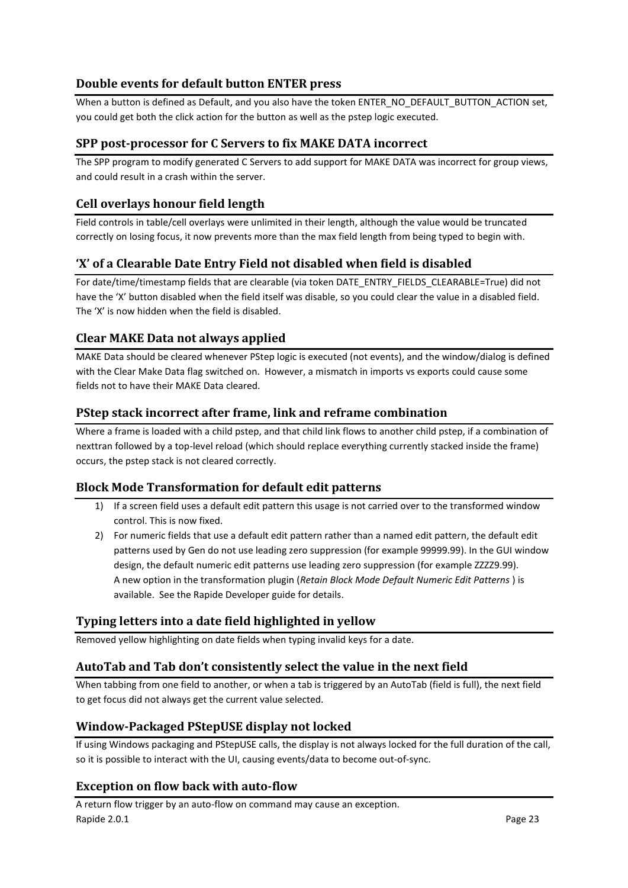### Double events for default button ENTER press

When a button is defined as Default, and you also have the token ENTER_NO_DEFAULT_BUTTON_ACTION set, you could get both the click action for the button as well as the pstep logic executed.

### SPP post-processor for C Servers to fix MAKE DATA incorrect

The SPP program to modify generated C Servers to add support for MAKE DATA was incorrect for group views, and could result in a crash within the server.

### Cell overlays honour field length

Field controls in table/cell overlays were unlimited in their length, although the value would be truncated correctly on losing focus, it now prevents more than the max field length from being typed to begin with.

### 'X' of a Clearable Date Entry Field not disabled when field is disabled

For date/time/timestamp fields that are clearable (via token DATE_ENTRY_FIELDS_CLEARABLE=True) did not have the 'X' button disabled when the field itself was disable, so you could clear the value in a disabled field. The 'X' is now hidden when the field is disabled.

### Clear MAKE Data not always applied

MAKE Data should be cleared whenever PStep logic is executed (not events), and the window/dialog is defined with the Clear Make Data flag switched on. However, a mismatch in imports vs exports could cause some fields not to have their MAKE Data cleared.

### PStep stack incorrect after frame, link and reframe combination

Where a frame is loaded with a child pstep, and that child link flows to another child pstep, if a combination of nexttran followed by a top-level reload (which should replace everything currently stacked inside the frame) occurs, the pstep stack is not cleared correctly.

### Block Mode Transformation for default edit patterns

1) If a screen field uses a default edit pattern this usage is not carried over to the transformed window control. This is now fixed.
2) For numeric fields that use a default edit pattern rather than a named edit pattern, the default edit patterns used by Gen do not use leading zero suppression (for example 99999.99). In the GUI window design, the default numeric edit patterns use leading zero suppression (for example ZZZZ9.99). A new option in the transformation plugin (*Retain Block Mode Default Numeric Edit Patterns* ) is available. See the Rapide Developer guide for details.

### Typing letters into a date field highlighted in yellow

Removed yellow highlighting on date fields when typing invalid keys for a date.

### AutoTab and Tab don't consistently select the value in the next field

When tabbing from one field to another, or when a tab is triggered by an AutoTab (field is full), the next field to get focus did not always get the current value selected.

### Window-Packaged PStepUSE display not locked

If using Windows packaging and PStepUSE calls, the display is not always locked for the full duration of the call, so it is possible to interact with the UI, causing events/data to become out-of-sync.

### Exception on flow back with auto-flow

A return flow trigger by an auto-flow on command may cause an exception.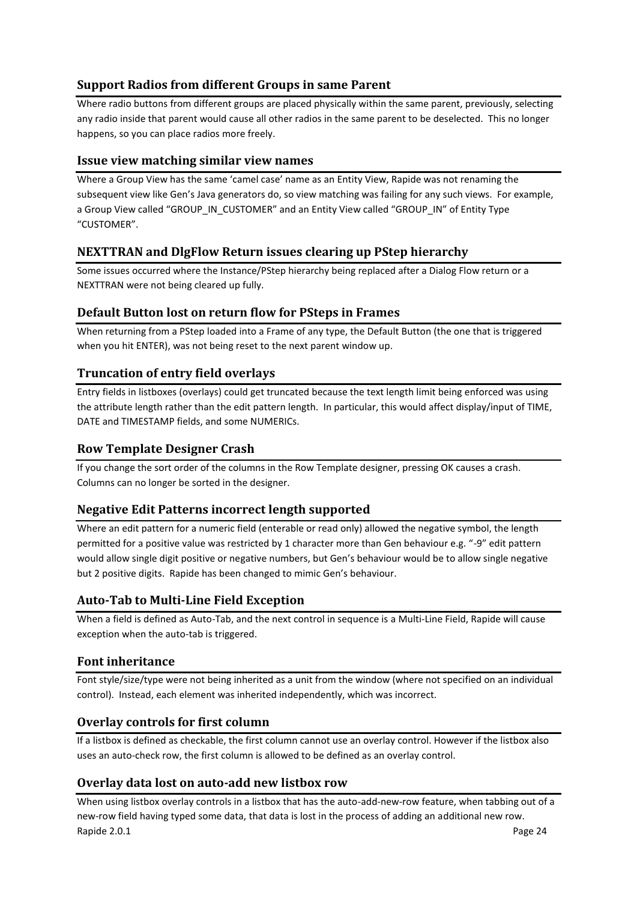### Support Radios from different Groups in same Parent

Where radio buttons from different groups are placed physically within the same parent, previously, selecting any radio inside that parent would cause all other radios in the same parent to be deselected. This no longer happens, so you can place radios more freely.

### Issue view matching similar view names

Where a Group View has the same 'camel case' name as an Entity View, Rapide was not renaming the subsequent view like Gen's Java generators do, so view matching was failing for any such views. For example, a Group View called "GROUP_IN_CUSTOMER" and an Entity View called "GROUP_IN" of Entity Type "CUSTOMER".

### NEXTTRAN and DlgFlow Return issues clearing up PStep hierarchy

Some issues occurred where the Instance/PStep hierarchy being replaced after a Dialog Flow return or a NEXTTRAN were not being cleared up fully.

### Default Button lost on return flow for PSteps in Frames

When returning from a PStep loaded into a Frame of any type, the Default Button (the one that is triggered when you hit ENTER), was not being reset to the next parent window up.

### Truncation of entry field overlays

Entry fields in listboxes (overlays) could get truncated because the text length limit being enforced was using the attribute length rather than the edit pattern length. In particular, this would affect display/input of TIME, DATE and TIMESTAMP fields, and some NUMERICs.

### Row Template Designer Crash

If you change the sort order of the columns in the Row Template designer, pressing OK causes a crash. Columns can no longer be sorted in the designer.

### Negative Edit Patterns incorrect length supported

Where an edit pattern for a numeric field (enterable or read only) allowed the negative symbol, the length permitted for a positive value was restricted by 1 character more than Gen behaviour e.g. "-9" edit pattern would allow single digit positive or negative numbers, but Gen's behaviour would be to allow single negative but 2 positive digits. Rapide has been changed to mimic Gen's behaviour.

### Auto-Tab to Multi-Line Field Exception

When a field is defined as Auto-Tab, and the next control in sequence is a Multi-Line Field, Rapide will cause exception when the auto-tab is triggered.

### Font inheritance

Font style/size/type were not being inherited as a unit from the window (where not specified on an individual control). Instead, each element was inherited independently, which was incorrect.

### Overlay controls for first column

If a listbox is defined as checkable, the first column cannot use an overlay control. However if the listbox also uses an auto-check row, the first column is allowed to be defined as an overlay control.

### Overlay data lost on auto-add new listbox row

When using listbox overlay controls in a listbox that has the auto-add-new-row feature, when tabbing out of a new-row field having typed some data, that data is lost in the process of adding an additional new row.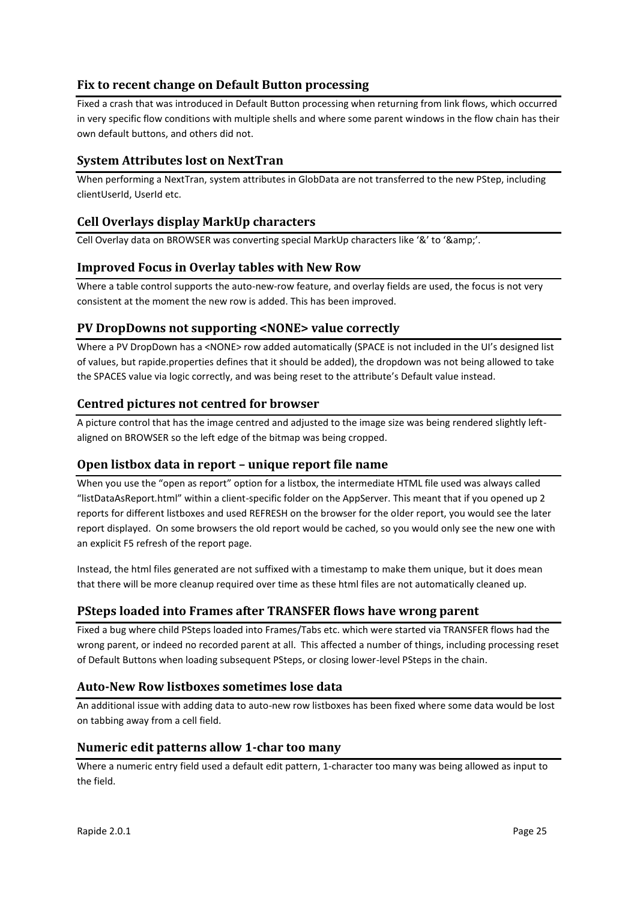### Fix to recent change on Default Button processing

Fixed a crash that was introduced in Default Button processing when returning from link flows, which occurred in very specific flow conditions with multiple shells and where some parent windows in the flow chain has their own default buttons, and others did not.

### System Attributes lost on NextTran

When performing a NextTran, system attributes in GlobData are not transferred to the new PStep, including clientUserId, UserId etc.

### Cell Overlays display MarkUp characters

Cell Overlay data on BROWSER was converting special MarkUp characters like '&' to '&amp;'.

### Improved Focus in Overlay tables with New Row

Where a table control supports the auto-new-row feature, and overlay fields are used, the focus is not very consistent at the moment the new row is added. This has been improved.

### PV DropDowns not supporting <NONE> value correctly

Where a PV DropDown has a <NONE> row added automatically (SPACE is not included in the UI's designed list of values, but rapide.properties defines that it should be added), the dropdown was not being allowed to take the SPACES value via logic correctly, and was being reset to the attribute's Default value instead.

### Centred pictures not centred for browser

A picture control that has the image centred and adjusted to the image size was being rendered slightly left-aligned on BROWSER so the left edge of the bitmap was being cropped.

### Open listbox data in report – unique report file name

When you use the "open as report" option for a listbox, the intermediate HTML file used was always called "listDataAsReport.html" within a client-specific folder on the AppServer. This meant that if you opened up 2 reports for different listboxes and used REFRESH on the browser for the older report, you would see the later report displayed. On some browsers the old report would be cached, so you would only see the new one with an explicit F5 refresh of the report page.

Instead, the html files generated are not suffixed with a timestamp to make them unique, but it does mean that there will be more cleanup required over time as these html files are not automatically cleaned up.

### PSteps loaded into Frames after TRANSFER flows have wrong parent

Fixed a bug where child PSteps loaded into Frames/Tabs etc. which were started via TRANSFER flows had the wrong parent, or indeed no recorded parent at all. This affected a number of things, including processing reset of Default Buttons when loading subsequent PSteps, or closing lower-level PSteps in the chain.

### Auto-New Row listboxes sometimes lose data

An additional issue with adding data to auto-new row listboxes has been fixed where some data would be lost on tabbing away from a cell field.

### Numeric edit patterns allow 1-char too many

Where a numeric entry field used a default edit pattern, 1-character too many was being allowed as input to the field.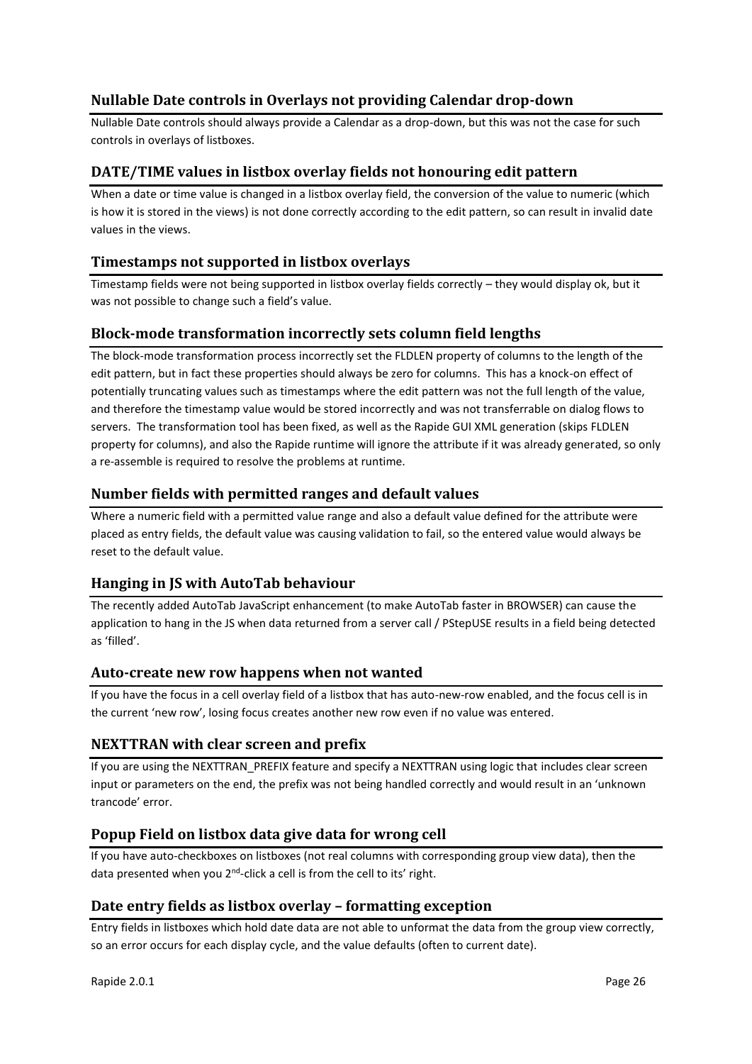### Nullable Date controls in Overlays not providing Calendar drop-down

Nullable Date controls should always provide a Calendar as a drop-down, but this was not the case for such controls in overlays of listboxes.

### DATE/TIME values in listbox overlay fields not honouring edit pattern

When a date or time value is changed in a listbox overlay field, the conversion of the value to numeric (which is how it is stored in the views) is not done correctly according to the edit pattern, so can result in invalid date values in the views.

### Timestamps not supported in listbox overlays

Timestamp fields were not being supported in listbox overlay fields correctly – they would display ok, but it was not possible to change such a field's value.

### Block-mode transformation incorrectly sets column field lengths

The block-mode transformation process incorrectly set the FLDLEN property of columns to the length of the edit pattern, but in fact these properties should always be zero for columns. This has a knock-on effect of potentially truncating values such as timestamps where the edit pattern was not the full length of the value, and therefore the timestamp value would be stored incorrectly and was not transferrable on dialog flows to servers. The transformation tool has been fixed, as well as the Rapide GUI XML generation (skips FLDLEN property for columns), and also the Rapide runtime will ignore the attribute if it was already generated, so only a re-assemble is required to resolve the problems at runtime.

### Number fields with permitted ranges and default values

Where a numeric field with a permitted value range and also a default value defined for the attribute were placed as entry fields, the default value was causing validation to fail, so the entered value would always be reset to the default value.

### Hanging in JS with AutoTab behaviour

The recently added AutoTab JavaScript enhancement (to make AutoTab faster in BROWSER) can cause the application to hang in the JS when data returned from a server call / PStepUSE results in a field being detected as 'filled'.

### Auto-create new row happens when not wanted

If you have the focus in a cell overlay field of a listbox that has auto-new-row enabled, and the focus cell is in the current 'new row', losing focus creates another new row even if no value was entered.

### NEXTTRAN with clear screen and prefix

If you are using the NEXTTRAN_PREFIX feature and specify a NEXTTRAN using logic that includes clear screen input or parameters on the end, the prefix was not being handled correctly and would result in an 'unknown trancode' error.

### Popup Field on listbox data give data for wrong cell

If you have auto-checkboxes on listboxes (not real columns with corresponding group view data), then the data presented when you 2nd-click a cell is from the cell to its' right.

### Date entry fields as listbox overlay – formatting exception

Entry fields in listboxes which hold date data are not able to unformat the data from the group view correctly, so an error occurs for each display cycle, and the value defaults (often to current date).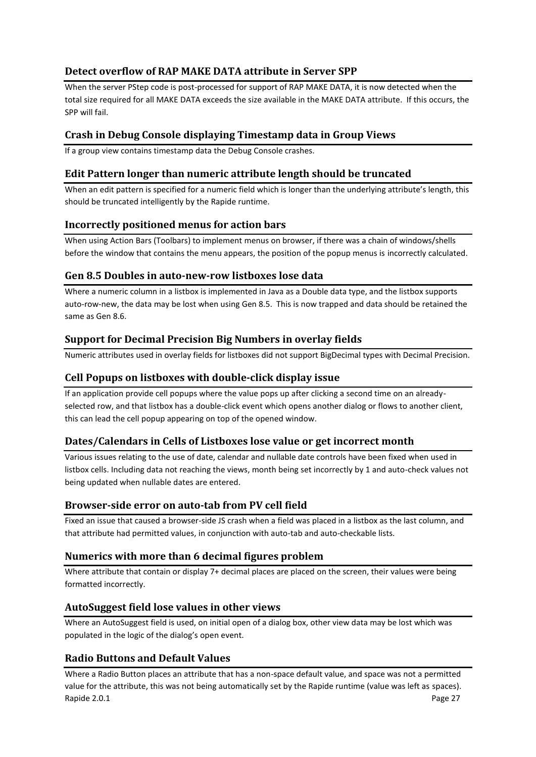### Detect overflow of RAP MAKE DATA attribute in Server SPP

When the server PStep code is post-processed for support of RAP MAKE DATA, it is now detected when the total size required for all MAKE DATA exceeds the size available in the MAKE DATA attribute. If this occurs, the SPP will fail.

### Crash in Debug Console displaying Timestamp data in Group Views

If a group view contains timestamp data the Debug Console crashes.

### Edit Pattern longer than numeric attribute length should be truncated

When an edit pattern is specified for a numeric field which is longer than the underlying attribute's length, this should be truncated intelligently by the Rapide runtime.

### Incorrectly positioned menus for action bars

When using Action Bars (Toolbars) to implement menus on browser, if there was a chain of windows/shells before the window that contains the menu appears, the position of the popup menus is incorrectly calculated.

### Gen 8.5 Doubles in auto-new-row listboxes lose data

Where a numeric column in a listbox is implemented in Java as a Double data type, and the listbox supports auto-row-new, the data may be lost when using Gen 8.5. This is now trapped and data should be retained the same as Gen 8.6.

### Support for Decimal Precision Big Numbers in overlay fields

Numeric attributes used in overlay fields for listboxes did not support BigDecimal types with Decimal Precision.

### Cell Popups on listboxes with double-click display issue

If an application provide cell popups where the value pops up after clicking a second time on an already-selected row, and that listbox has a double-click event which opens another dialog or flows to another client, this can lead the cell popup appearing on top of the opened window.

### Dates/Calendars in Cells of Listboxes lose value or get incorrect month

Various issues relating to the use of date, calendar and nullable date controls have been fixed when used in listbox cells. Including data not reaching the views, month being set incorrectly by 1 and auto-check values not being updated when nullable dates are entered.

### Browser-side error on auto-tab from PV cell field

Fixed an issue that caused a browser-side JS crash when a field was placed in a listbox as the last column, and that attribute had permitted values, in conjunction with auto-tab and auto-checkable lists.

### Numerics with more than 6 decimal figures problem

Where attribute that contain or display 7+ decimal places are placed on the screen, their values were being formatted incorrectly.

### AutoSuggest field lose values in other views

Where an AutoSuggest field is used, on initial open of a dialog box, other view data may be lost which was populated in the logic of the dialog's open event.

### Radio Buttons and Default Values

Where a Radio Button places an attribute that has a non-space default value, and space was not a permitted value for the attribute, this was not being automatically set by the Rapide runtime (value was left as spaces).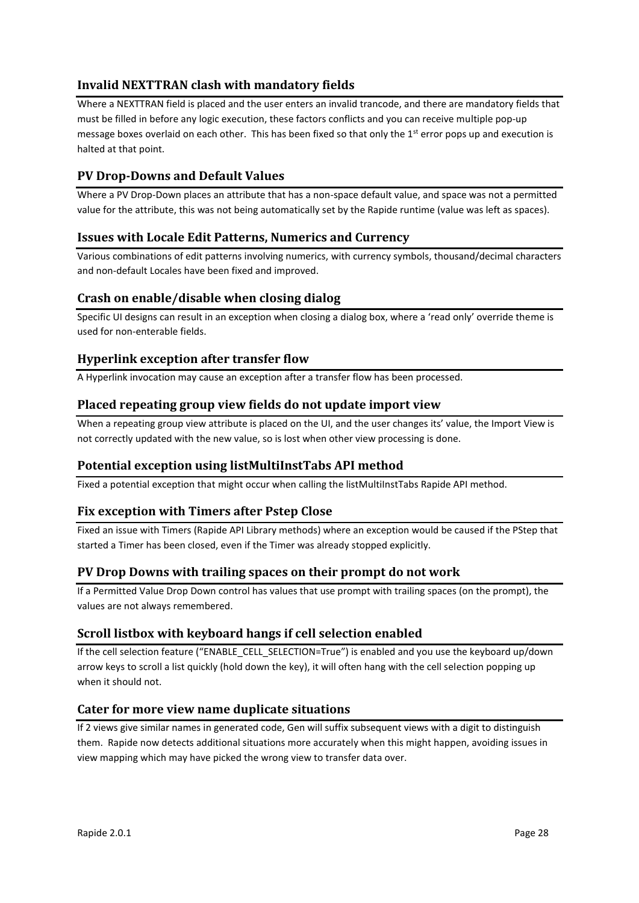### Invalid NEXTTRAN clash with mandatory fields

Where a NEXTTRAN field is placed and the user enters an invalid trancode, and there are mandatory fields that must be filled in before any logic execution, these factors conflicts and you can receive multiple pop-up message boxes overlaid on each other. This has been fixed so that only the 1st error pops up and execution is halted at that point.

### PV Drop-Downs and Default Values

Where a PV Drop-Down places an attribute that has a non-space default value, and space was not a permitted value for the attribute, this was not being automatically set by the Rapide runtime (value was left as spaces).

### Issues with Locale Edit Patterns, Numerics and Currency

Various combinations of edit patterns involving numerics, with currency symbols, thousand/decimal characters and non-default Locales have been fixed and improved.

### Crash on enable/disable when closing dialog

Specific UI designs can result in an exception when closing a dialog box, where a 'read only' override theme is used for non-enterable fields.

### Hyperlink exception after transfer flow

A Hyperlink invocation may cause an exception after a transfer flow has been processed.

### Placed repeating group view fields do not update import view

When a repeating group view attribute is placed on the UI, and the user changes its' value, the Import View is not correctly updated with the new value, so is lost when other view processing is done.

### Potential exception using listMultiInstTabs API method

Fixed a potential exception that might occur when calling the listMultiInstTabs Rapide API method.

### Fix exception with Timers after Pstep Close

Fixed an issue with Timers (Rapide API Library methods) where an exception would be caused if the PStep that started a Timer has been closed, even if the Timer was already stopped explicitly.

### PV Drop Downs with trailing spaces on their prompt do not work

If a Permitted Value Drop Down control has values that use prompt with trailing spaces (on the prompt), the values are not always remembered.

### Scroll listbox with keyboard hangs if cell selection enabled

If the cell selection feature ("ENABLE_CELL_SELECTION=True") is enabled and you use the keyboard up/down arrow keys to scroll a list quickly (hold down the key), it will often hang with the cell selection popping up when it should not.

### Cater for more view name duplicate situations

If 2 views give similar names in generated code, Gen will suffix subsequent views with a digit to distinguish them. Rapide now detects additional situations more accurately when this might happen, avoiding issues in view mapping which may have picked the wrong view to transfer data over.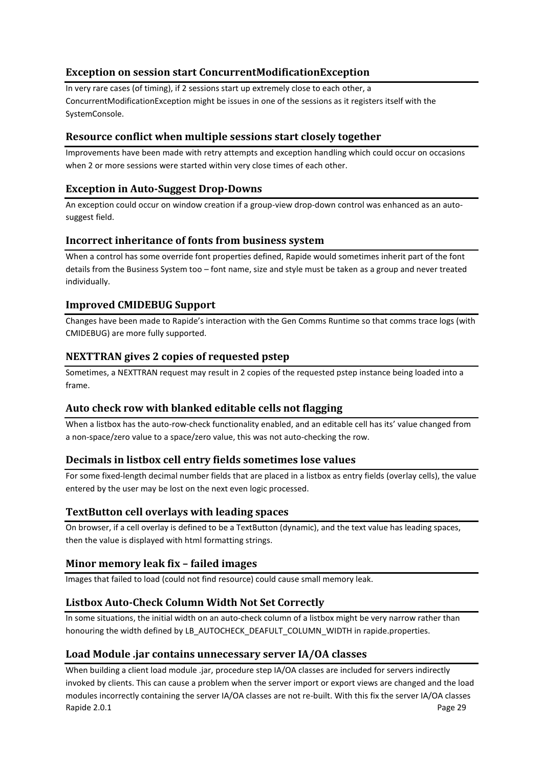### Exception on session start ConcurrentModificationException

In very rare cases (of timing), if 2 sessions start up extremely close to each other, a ConcurrentModificationException might be issues in one of the sessions as it registers itself with the SystemConsole.

### Resource conflict when multiple sessions start closely together

Improvements have been made with retry attempts and exception handling which could occur on occasions when 2 or more sessions were started within very close times of each other.

### Exception in Auto-Suggest Drop-Downs

An exception could occur on window creation if a group-view drop-down control was enhanced as an auto-suggest field.

### Incorrect inheritance of fonts from business system

When a control has some override font properties defined, Rapide would sometimes inherit part of the font details from the Business System too – font name, size and style must be taken as a group and never treated individually.

### Improved CMIDEBUG Support

Changes have been made to Rapide's interaction with the Gen Comms Runtime so that comms trace logs (with CMIDEBUG) are more fully supported.

### NEXTTRAN gives 2 copies of requested pstep

Sometimes, a NEXTTRAN request may result in 2 copies of the requested pstep instance being loaded into a frame.

### Auto check row with blanked editable cells not flagging

When a listbox has the auto-row-check functionality enabled, and an editable cell has its' value changed from a non-space/zero value to a space/zero value, this was not auto-checking the row.

### Decimals in listbox cell entry fields sometimes lose values

For some fixed-length decimal number fields that are placed in a listbox as entry fields (overlay cells), the value entered by the user may be lost on the next even logic processed.

### TextButton cell overlays with leading spaces

On browser, if a cell overlay is defined to be a TextButton (dynamic), and the text value has leading spaces, then the value is displayed with html formatting strings.

### Minor memory leak fix – failed images

Images that failed to load (could not find resource) could cause small memory leak.

### Listbox Auto-Check Column Width Not Set Correctly

In some situations, the initial width on an auto-check column of a listbox might be very narrow rather than honouring the width defined by LB_AUTOCHECK_DEAFULT_COLUMN_WIDTH in rapide.properties.

### Load Module .jar contains unnecessary server IA/OA classes

When building a client load module .jar, procedure step IA/OA classes are included for servers indirectly invoked by clients. This can cause a problem when the server import or export views are changed and the load modules incorrectly containing the server IA/OA classes are not re-built. With this fix the server IA/OA classes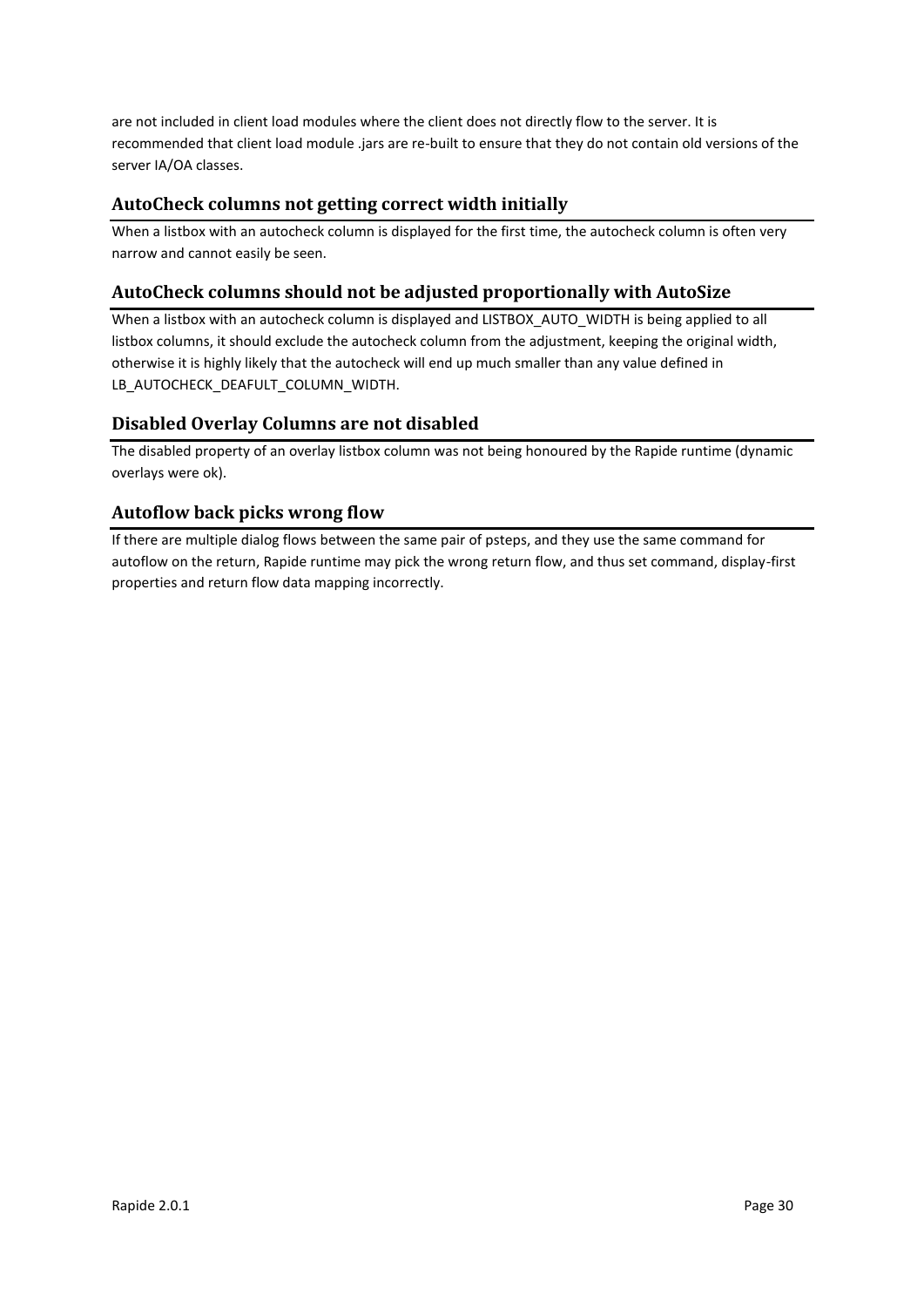are not included in client load modules where the client does not directly flow to the server. It is recommended that client load module .jars are re-built to ensure that they do not contain old versions of the server IA/OA classes.

## AutoCheck columns not getting correct width initially

When a listbox with an autocheck column is displayed for the first time, the autocheck column is often very narrow and cannot easily be seen.

## AutoCheck columns should not be adjusted proportionally with AutoSize

When a listbox with an autocheck column is displayed and LISTBOX_AUTO_WIDTH is being applied to all listbox columns, it should exclude the autocheck column from the adjustment, keeping the original width, otherwise it is highly likely that the autocheck will end up much smaller than any value defined in LB_AUTOCHECK_DEAFULT_COLUMN_WIDTH.

## Disabled Overlay Columns are not disabled

The disabled property of an overlay listbox column was not being honoured by the Rapide runtime (dynamic overlays were ok).

## Autoflow back picks wrong flow

If there are multiple dialog flows between the same pair of psteps, and they use the same command for autoflow on the return, Rapide runtime may pick the wrong return flow, and thus set command, display-first properties and return flow data mapping incorrectly.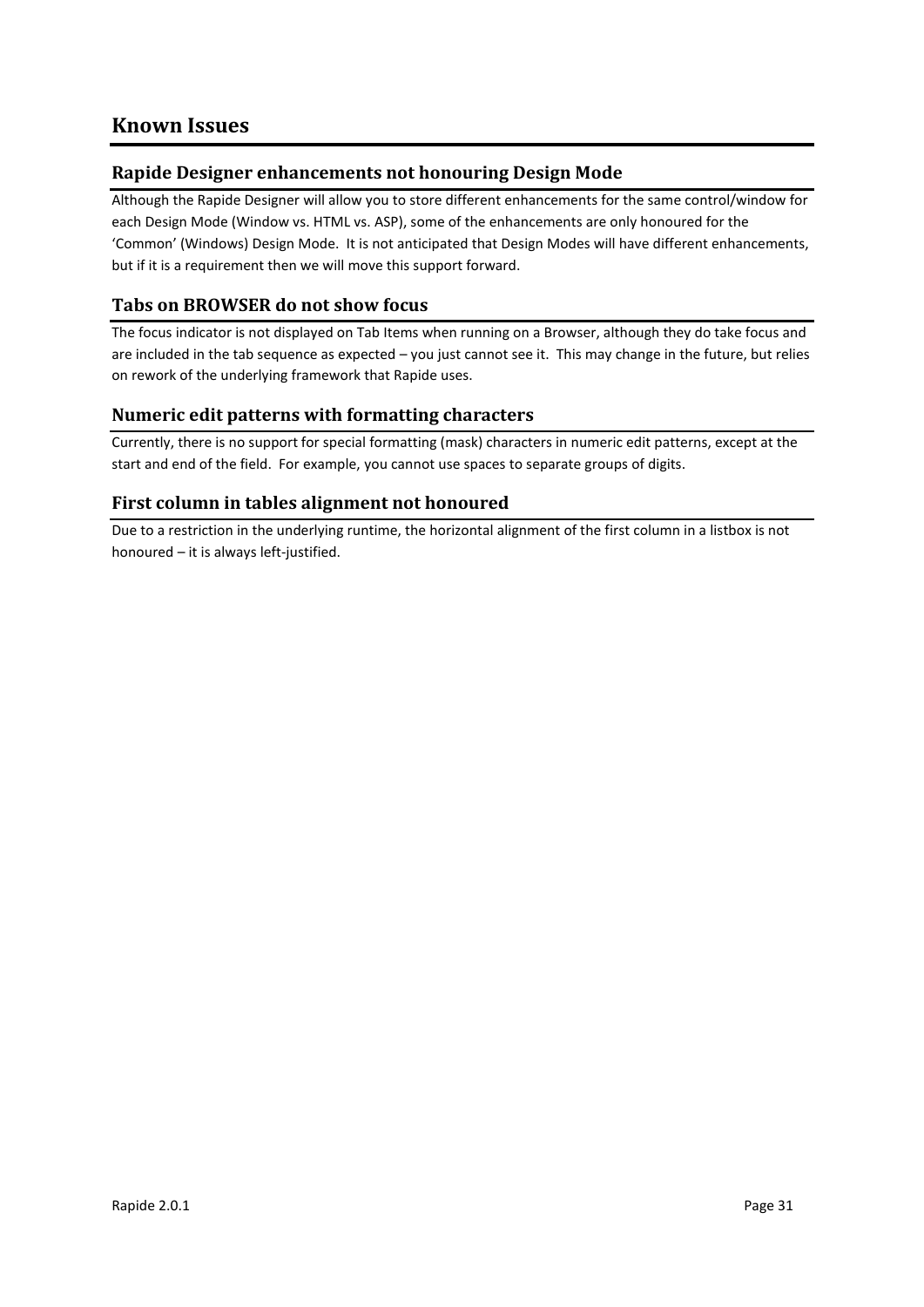# Known Issues

## Rapide Designer enhancements not honouring Design Mode

Although the Rapide Designer will allow you to store different enhancements for the same control/window for each Design Mode (Window vs. HTML vs. ASP), some of the enhancements are only honoured for the 'Common' (Windows) Design Mode. It is not anticipated that Design Modes will have different enhancements, but if it is a requirement then we will move this support forward.

## Tabs on BROWSER do not show focus

The focus indicator is not displayed on Tab Items when running on a Browser, although they do take focus and are included in the tab sequence as expected – you just cannot see it. This may change in the future, but relies on rework of the underlying framework that Rapide uses.

## Numeric edit patterns with formatting characters

Currently, there is no support for special formatting (mask) characters in numeric edit patterns, except at the start and end of the field. For example, you cannot use spaces to separate groups of digits.

## First column in tables alignment not honoured

Due to a restriction in the underlying runtime, the horizontal alignment of the first column in a listbox is not honoured – it is always left-justified.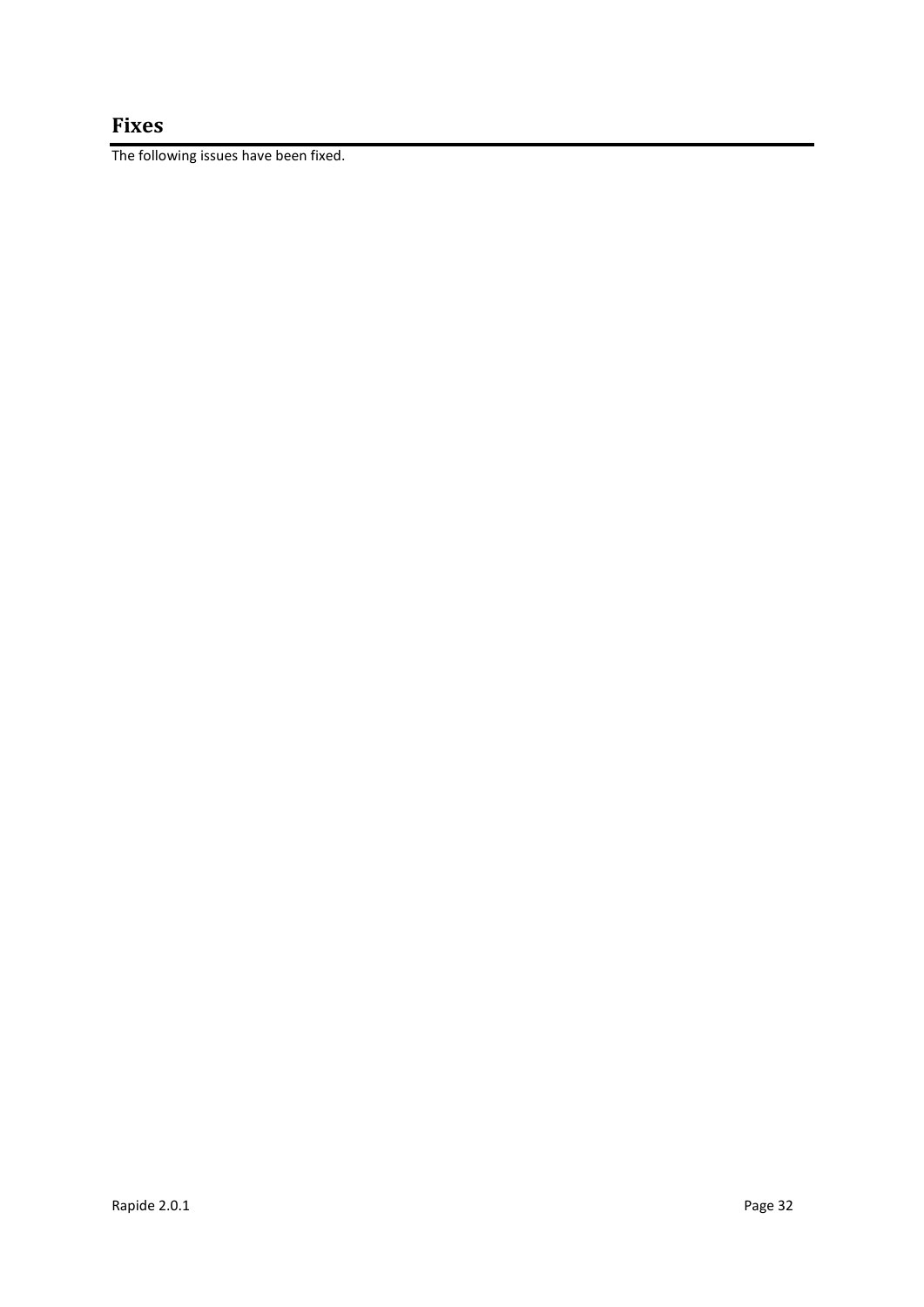## Fixes

The following issues have been fixed.